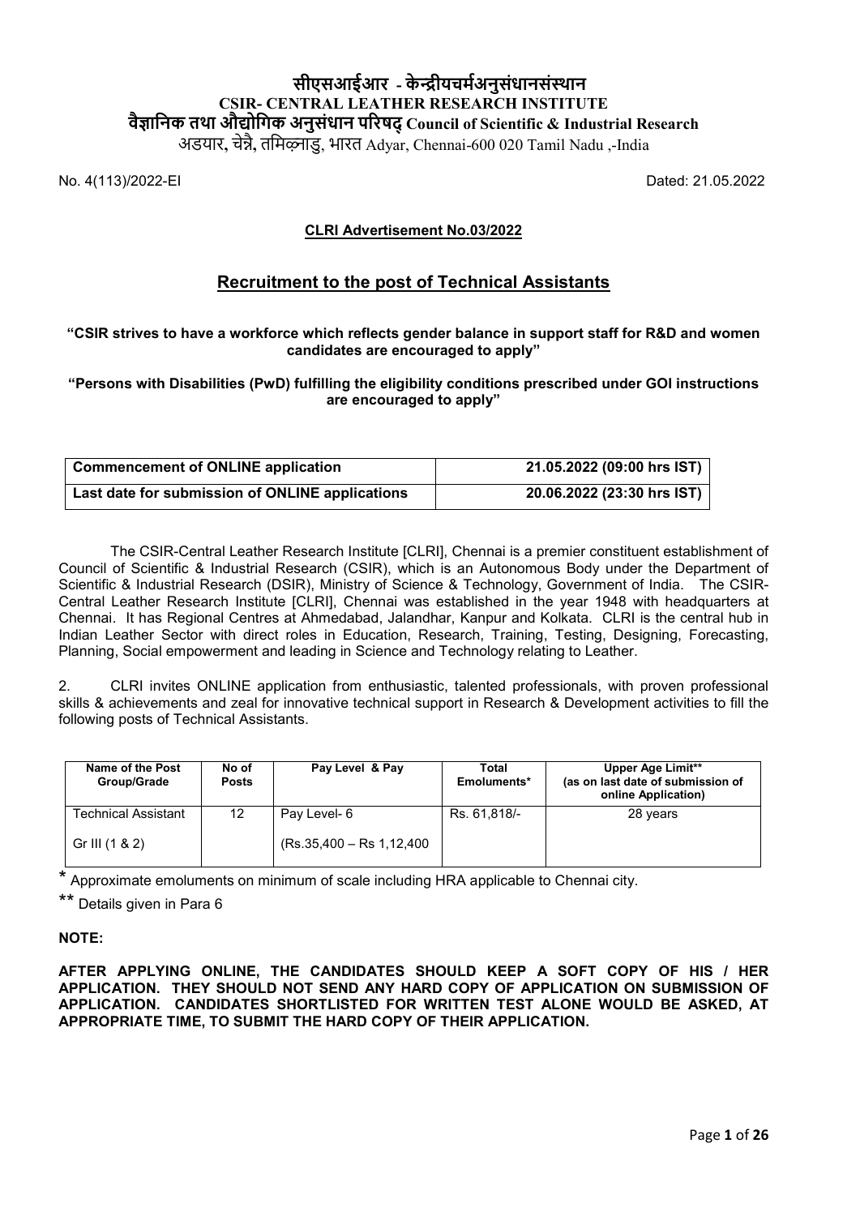# सीएसआईआर - केन्द्रीयचर्मअनुसंधानसंस्थान
## CSIR- CENTRAL LEATHER RESEARCH INSTITUTE
## वैज्ञानिक तथा औद्योगिक अनुसंधान परिषद् Council of Scientific & Industrial Research
अडयार, चेन्नै, तमिळ्नाडु, भारत Adyar, Chennai-600 020 Tamil Nadu ,-India

No. 4(113)/2022-EI Dated: 21.05.2022

**CLRI Advertisement No.03/2022**

## Recruitment to the post of Technical Assistants

**"CSIR strives to have a workforce which reflects gender balance in support staff for R&D and women candidates are encouraged to apply"**

**"Persons with Disabilities (PwD) fulfilling the eligibility conditions prescribed under GOI instructions are encouraged to apply"**

| Commencement of ONLINE application | 21.05.2022 (09:00 hrs IST) |
|---|---|
| Last date for submission of ONLINE applications | 20.06.2022 (23:30 hrs IST) |

The CSIR-Central Leather Research Institute [CLRI], Chennai is a premier constituent establishment of Council of Scientific & Industrial Research (CSIR), which is an Autonomous Body under the Department of Scientific & Industrial Research (DSIR), Ministry of Science & Technology, Government of India. The CSIR-Central Leather Research Institute [CLRI], Chennai was established in the year 1948 with headquarters at Chennai. It has Regional Centres at Ahmedabad, Jalandhar, Kanpur and Kolkata. CLRI is the central hub in Indian Leather Sector with direct roles in Education, Research, Training, Testing, Designing, Forecasting, Planning, Social empowerment and leading in Science and Technology relating to Leather.

2. CLRI invites ONLINE application from enthusiastic, talented professionals, with proven professional skills & achievements and zeal for innovative technical support in Research & Development activities to fill the following posts of Technical Assistants.

| Name of the Post Group/Grade | No of Posts | Pay Level & Pay | Total Emoluments* | Upper Age Limit** (as on last date of submission of online Application) |
|---|---|---|---|---|
| Technical Assistant<br>Gr III (1 & 2) | 12 | Pay Level- 6<br>(Rs.35,400 – Rs 1,12,400 | Rs. 61,818/- | 28 years |

\* Approximate emoluments on minimum of scale including HRA applicable to Chennai city.

\*\* Details given in Para 6

**NOTE:**

**AFTER APPLYING ONLINE, THE CANDIDATES SHOULD KEEP A SOFT COPY OF HIS / HER APPLICATION. THEY SHOULD NOT SEND ANY HARD COPY OF APPLICATION ON SUBMISSION OF APPLICATION. CANDIDATES SHORTLISTED FOR WRITTEN TEST ALONE WOULD BE ASKED, AT APPROPRIATE TIME, TO SUBMIT THE HARD COPY OF THEIR APPLICATION.**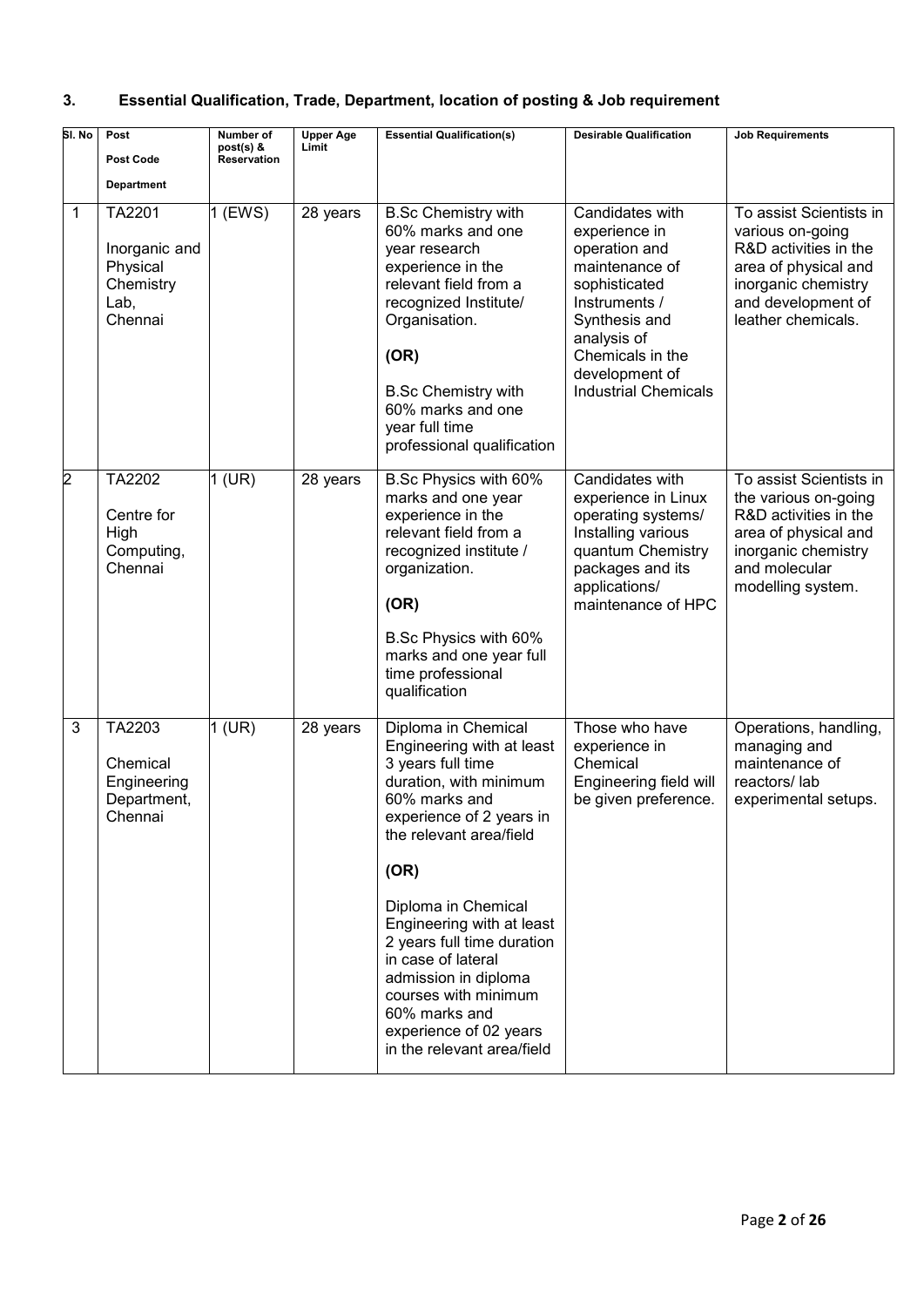## 3. Essential Qualification, Trade, Department, location of posting & Job requirement

| Sl. No | Post<br>Post Code<br>Department | Number of post(s) & Reservation | Upper Age Limit | Essential Qualification(s) | Desirable Qualification | Job Requirements |
|---|---|---|---|---|---|---|
| 1 | TA2201<br>Inorganic and Physical Chemistry Lab, Chennai | 1 (EWS) | 28 years | B.Sc Chemistry with 60% marks and one year research experience in the relevant field from a recognized Institute/ Organisation.<br>**(OR)**<br>B.Sc Chemistry with 60% marks and one year full time professional qualification | Candidates with experience in operation and maintenance of sophisticated Instruments / Synthesis and analysis of Chemicals in the development of Industrial Chemicals | To assist Scientists in various on-going R&D activities in the area of physical and inorganic chemistry and development of leather chemicals. |
| 2 | TA2202<br>Centre for High Computing, Chennai | 1 (UR) | 28 years | B.Sc Physics with 60% marks and one year experience in the relevant field from a recognized institute / organization.<br>**(OR)**<br>B.Sc Physics with 60% marks and one year full time professional qualification | Candidates with experience in Linux operating systems/ Installing various quantum Chemistry packages and its applications/ maintenance of HPC | To assist Scientists in the various on-going R&D activities in the area of physical and inorganic chemistry and molecular modelling system. |
| 3 | TA2203<br>Chemical Engineering Department, Chennai | 1 (UR) | 28 years | Diploma in Chemical Engineering with at least 3 years full time duration, with minimum 60% marks and experience of 2 years in the relevant area/field<br>**(OR)**<br>Diploma in Chemical Engineering with at least 2 years full time duration in case of lateral admission in diploma courses with minimum 60% marks and experience of 02 years in the relevant area/field | Those who have experience in Chemical Engineering field will be given preference. | Operations, handling, managing and maintenance of reactors/ lab experimental setups. |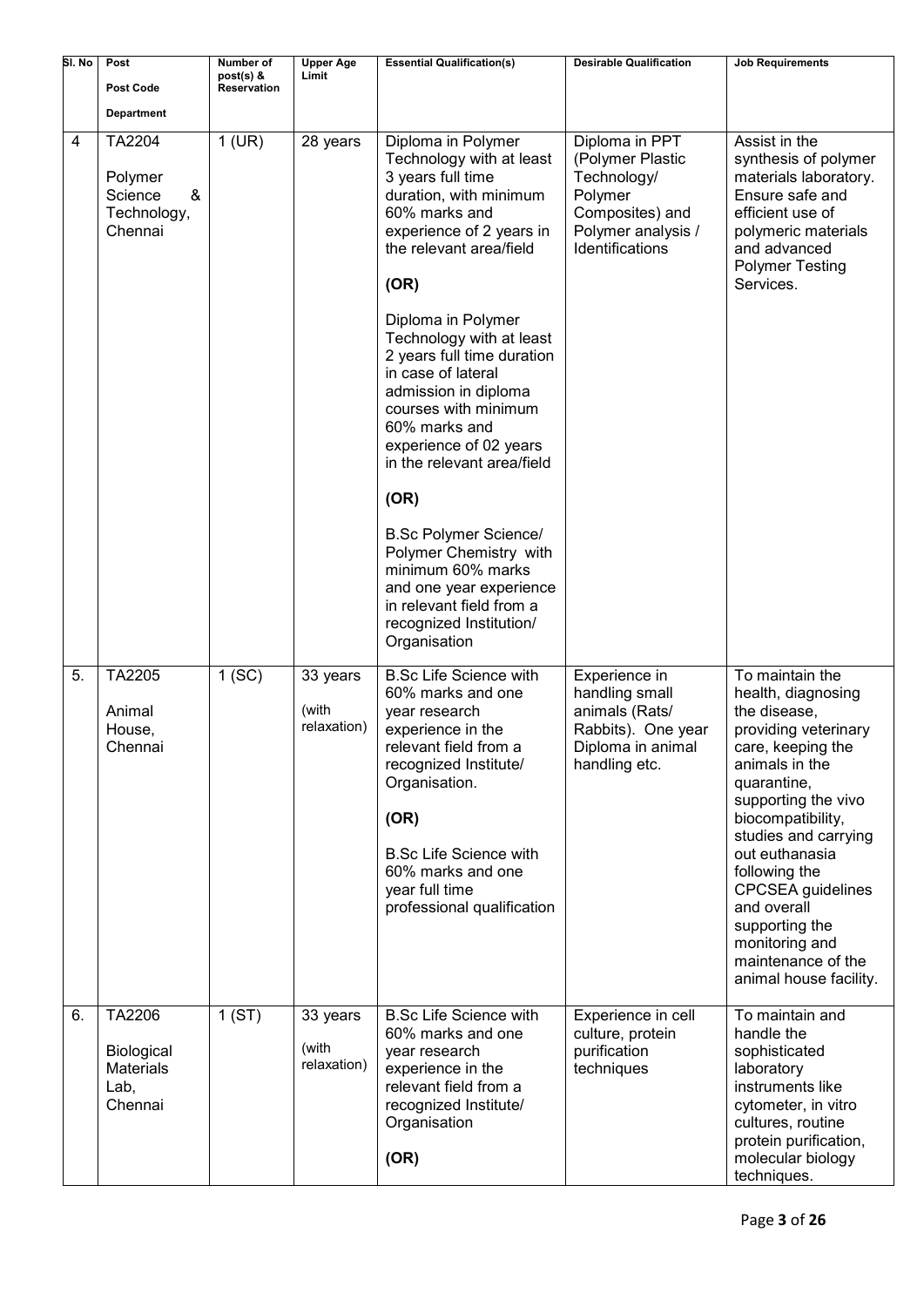| Sl. No | Post<br>Post Code<br>Department | Number of post(s) & Reservation | Upper Age Limit | Essential Qualification(s) | Desirable Qualification | Job Requirements |
|---|---|---|---|---|---|---|
| 4 | TA2204<br>Polymer Science & Technology, Chennai | 1 (UR) | 28 years | Diploma in Polymer Technology with at least 3 years full time duration, with minimum 60% marks and experience of 2 years in the relevant area/field<br>**(OR)**<br>Diploma in Polymer Technology with at least 2 years full time duration in case of lateral admission in diploma courses with minimum 60% marks and experience of 02 years in the relevant area/field<br>**(OR)**<br>B.Sc Polymer Science/ Polymer Chemistry with minimum 60% marks and one year experience in relevant field from a recognized Institution/ Organisation | Diploma in PPT (Polymer Plastic Technology/ Polymer Composites) and Polymer analysis / Identifications | Assist in the synthesis of polymer materials laboratory. Ensure safe and efficient use of polymeric materials and advanced Polymer Testing Services. |
| 5. | TA2205<br>Animal House, Chennai | 1 (SC) | 33 years (with relaxation) | B.Sc Life Science with 60% marks and one year research experience in the relevant field from a recognized Institute/ Organisation.<br>**(OR)**<br>B.Sc Life Science with 60% marks and one year full time professional qualification | Experience in handling small animals (Rats/ Rabbits). One year Diploma in animal handling etc. | To maintain the health, diagnosing the disease, providing veterinary care, keeping the animals in the quarantine, supporting the vivo biocompatibility, studies and carrying out euthanasia following the CPCSEA guidelines and overall supporting the monitoring and maintenance of the animal house facility. |
| 6. | TA2206<br>Biological Materials Lab, Chennai | 1 (ST) | 33 years (with relaxation) | B.Sc Life Science with 60% marks and one year research experience in the relevant field from a recognized Institute/ Organisation<br>**(OR)** | Experience in cell culture, protein purification techniques | To maintain and handle the sophisticated laboratory instruments like cytometer, in vitro cultures, routine protein purification, molecular biology techniques. |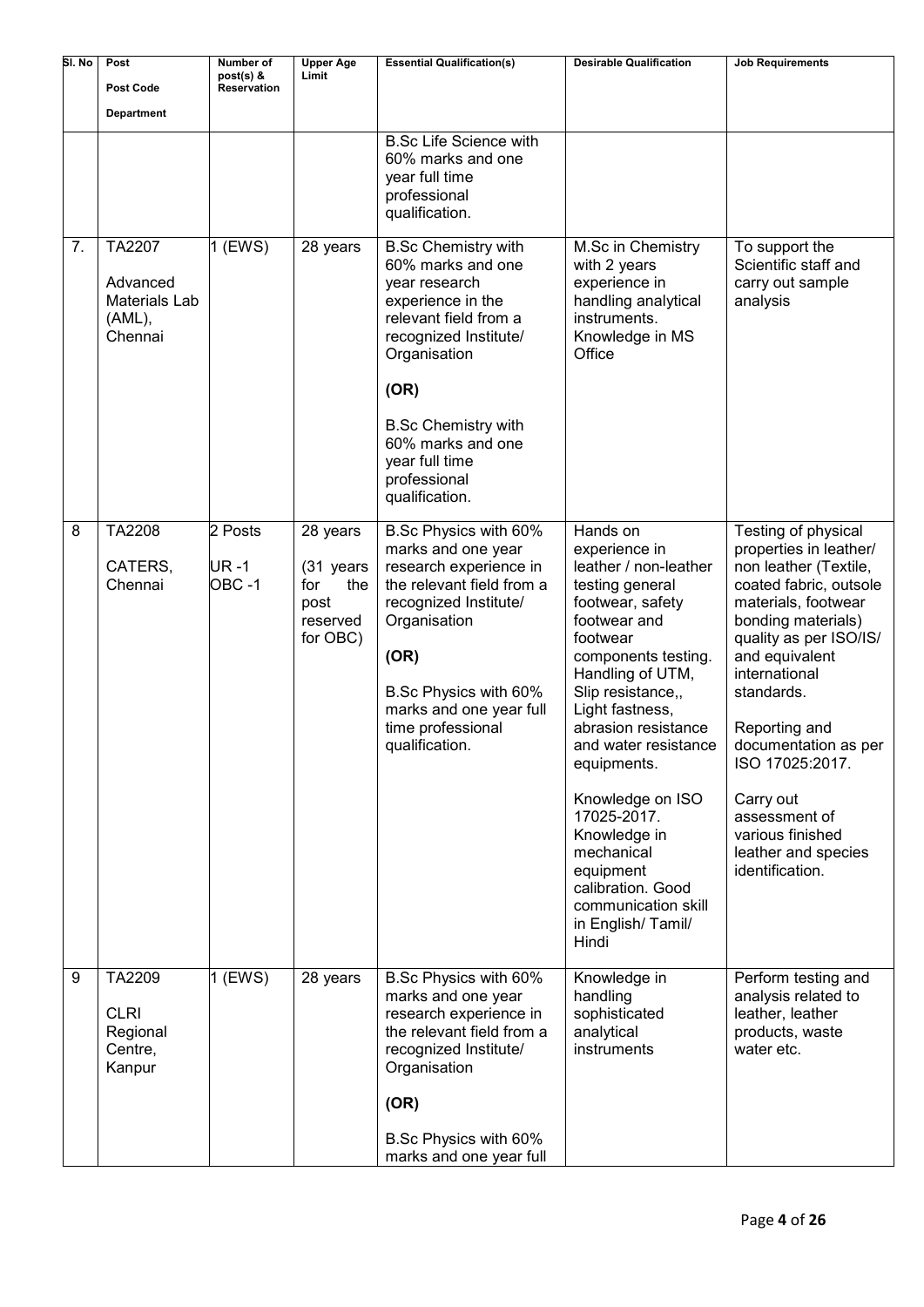| Sl. No | Post<br>Post Code<br>Department | Number of post(s) & Reservation | Upper Age Limit | Essential Qualification(s) | Desirable Qualification | Job Requirements |
|---|---|---|---|---|---|---|
| | | | | B.Sc Life Science with 60% marks and one year full time professional qualification. | | |
| 7. | TA2207<br>Advanced Materials Lab (AML), Chennai | 1 (EWS) | 28 years | B.Sc Chemistry with 60% marks and one year research experience in the relevant field from a recognized Institute/ Organisation<br>**(OR)**<br>B.Sc Chemistry with 60% marks and one year full time professional qualification. | M.Sc in Chemistry with 2 years experience in handling analytical instruments. Knowledge in MS Office | To support the Scientific staff and carry out sample analysis |
| 8 | TA2208<br>CATERS, Chennai | 2 Posts<br>UR -1<br>OBC -1 | 28 years<br>(31 years for the post reserved for OBC) | B.Sc Physics with 60% marks and one year research experience in the relevant field from a recognized Institute/ Organisation<br>**(OR)**<br>B.Sc Physics with 60% marks and one year full time professional qualification. | Hands on experience in leather / non-leather testing general footwear, safety footwear and footwear components testing. Handling of UTM, Slip resistance,, Light fastness, abrasion resistance and water resistance equipments.<br>Knowledge on ISO 17025-2017. Knowledge in mechanical equipment calibration. Good communication skill in English/ Tamil/ Hindi | Testing of physical properties in leather/ non leather (Textile, coated fabric, outsole materials, footwear bonding materials) quality as per ISO/IS/ and equivalent international standards.<br>Reporting and documentation as per ISO 17025:2017.<br>Carry out assessment of various finished leather and species identification. |
| 9 | TA2209<br>CLRI Regional Centre, Kanpur | 1 (EWS) | 28 years | B.Sc Physics with 60% marks and one year research experience in the relevant field from a recognized Institute/ Organisation<br>**(OR)**<br>B.Sc Physics with 60% marks and one year full | Knowledge in handling sophisticated analytical instruments | Perform testing and analysis related to leather, leather products, waste water etc. |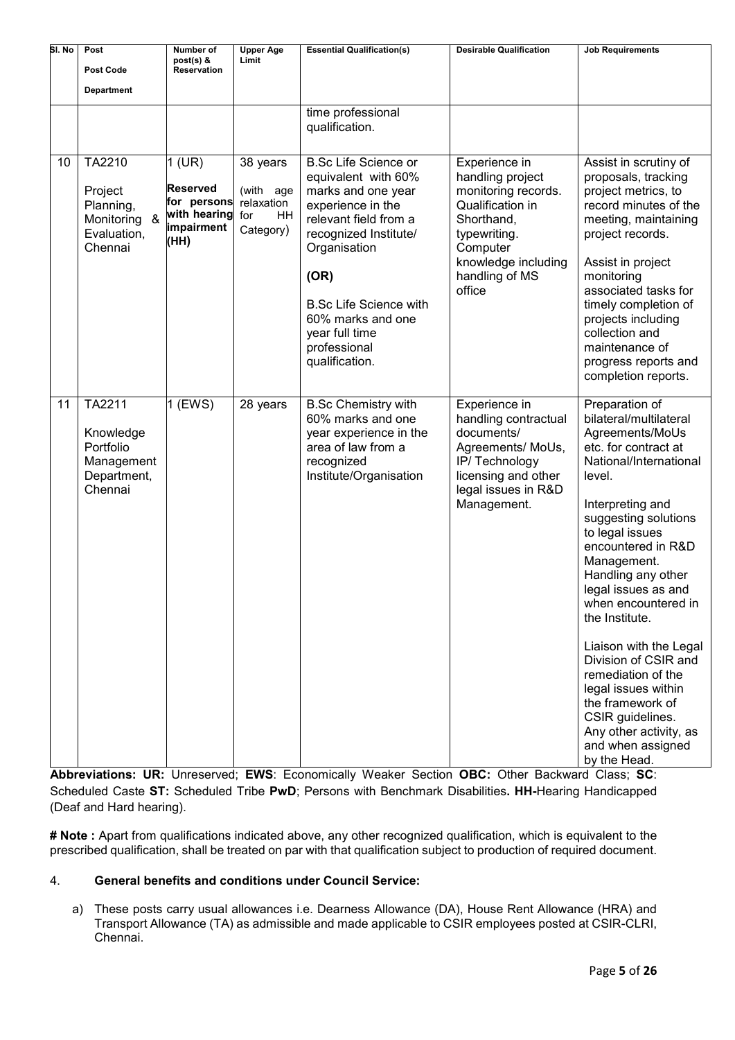| Sl. No | Post<br>Post Code<br>Department | Number of post(s) & Reservation | Upper Age Limit | Essential Qualification(s) | Desirable Qualification | Job Requirements |
|---|---|---|---|---|---|---|
| | | | | time professional qualification. | | |
| 10 | TA2210<br>Project Planning, Monitoring & Evaluation, Chennai | 1 (UR)<br>**Reserved for persons with hearing impairment (HH)** | 38 years (with age relaxation for HH Category) | B.Sc Life Science or equivalent with 60% marks and one year experience in the relevant field from a recognized Institute/ Organisation<br>**(OR)**<br>B.Sc Life Science with 60% marks and one year full time professional qualification. | Experience in handling project monitoring records. Qualification in Shorthand, typewriting. Computer knowledge including handling of MS office | Assist in scrutiny of proposals, tracking project metrics, to record minutes of the meeting, maintaining project records.<br>Assist in project monitoring associated tasks for timely completion of projects including collection and maintenance of progress reports and completion reports. |
| 11 | TA2211<br>Knowledge Portfolio Management Department, Chennai | 1 (EWS) | 28 years | B.Sc Chemistry with 60% marks and one year experience in the area of law from a recognized Institute/Organisation | Experience in handling contractual documents/ Agreements/ MoUs, IP/ Technology licensing and other legal issues in R&D Management. | Preparation of bilateral/multilateral Agreements/MoUs etc. for contract at National/International level.<br>Interpreting and suggesting solutions to legal issues encountered in R&D Management. Handling any other legal issues as and when encountered in the Institute.<br>Liaison with the Legal Division of CSIR and remediation of the legal issues within the framework of CSIR guidelines. Any other activity, as and when assigned by the Head. |

**Abbreviations: UR:** Unreserved; **EWS**: Economically Weaker Section **OBC:** Other Backward Class; **SC**: Scheduled Caste **ST:** Scheduled Tribe **PwD**; Persons with Benchmark Disabilities**. HH-**Hearing Handicapped (Deaf and Hard hearing).

**# Note :** Apart from qualifications indicated above, any other recognized qualification, which is equivalent to the prescribed qualification, shall be treated on par with that qualification subject to production of required document.

4. **General benefits and conditions under Council Service:**

a) These posts carry usual allowances i.e. Dearness Allowance (DA), House Rent Allowance (HRA) and Transport Allowance (TA) as admissible and made applicable to CSIR employees posted at CSIR-CLRI, Chennai.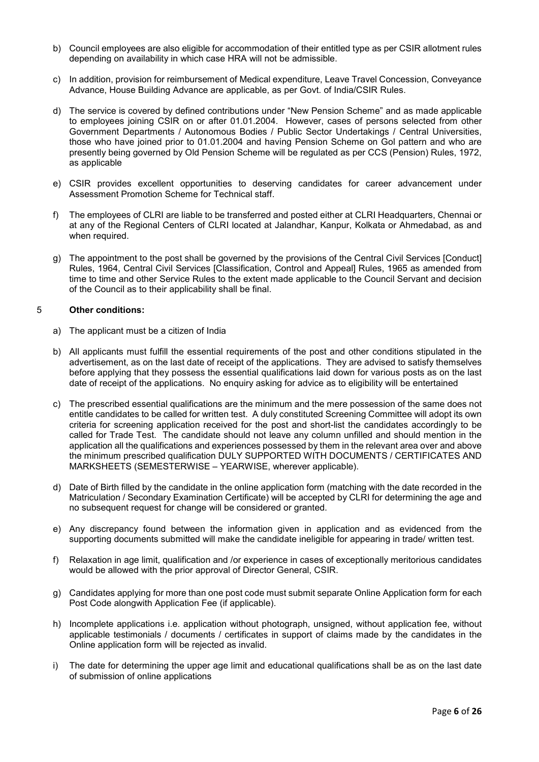b) Council employees are also eligible for accommodation of their entitled type as per CSIR allotment rules depending on availability in which case HRA will not be admissible.

c) In addition, provision for reimbursement of Medical expenditure, Leave Travel Concession, Conveyance Advance, House Building Advance are applicable, as per Govt. of India/CSIR Rules.

d) The service is covered by defined contributions under "New Pension Scheme" and as made applicable to employees joining CSIR on or after 01.01.2004. However, cases of persons selected from other Government Departments / Autonomous Bodies / Public Sector Undertakings / Central Universities, those who have joined prior to 01.01.2004 and having Pension Scheme on GoI pattern and who are presently being governed by Old Pension Scheme will be regulated as per CCS (Pension) Rules, 1972, as applicable

e) CSIR provides excellent opportunities to deserving candidates for career advancement under Assessment Promotion Scheme for Technical staff.

f) The employees of CLRI are liable to be transferred and posted either at CLRI Headquarters, Chennai or at any of the Regional Centers of CLRI located at Jalandhar, Kanpur, Kolkata or Ahmedabad, as and when required.

g) The appointment to the post shall be governed by the provisions of the Central Civil Services [Conduct] Rules, 1964, Central Civil Services [Classification, Control and Appeal] Rules, 1965 as amended from time to time and other Service Rules to the extent made applicable to the Council Servant and decision of the Council as to their applicability shall be final.

## 5 Other conditions:

a) The applicant must be a citizen of India

b) All applicants must fulfill the essential requirements of the post and other conditions stipulated in the advertisement, as on the last date of receipt of the applications. They are advised to satisfy themselves before applying that they possess the essential qualifications laid down for various posts as on the last date of receipt of the applications. No enquiry asking for advice as to eligibility will be entertained

c) The prescribed essential qualifications are the minimum and the mere possession of the same does not entitle candidates to be called for written test. A duly constituted Screening Committee will adopt its own criteria for screening application received for the post and short-list the candidates accordingly to be called for Trade Test. The candidate should not leave any column unfilled and should mention in the application all the qualifications and experiences possessed by them in the relevant area over and above the minimum prescribed qualification DULY SUPPORTED WITH DOCUMENTS / CERTIFICATES AND MARKSHEETS (SEMESTERWISE – YEARWISE, wherever applicable).

d) Date of Birth filled by the candidate in the online application form (matching with the date recorded in the Matriculation / Secondary Examination Certificate) will be accepted by CLRI for determining the age and no subsequent request for change will be considered or granted.

e) Any discrepancy found between the information given in application and as evidenced from the supporting documents submitted will make the candidate ineligible for appearing in trade/ written test.

f) Relaxation in age limit, qualification and /or experience in cases of exceptionally meritorious candidates would be allowed with the prior approval of Director General, CSIR.

g) Candidates applying for more than one post code must submit separate Online Application form for each Post Code alongwith Application Fee (if applicable).

h) Incomplete applications i.e. application without photograph, unsigned, without application fee, without applicable testimonials / documents / certificates in support of claims made by the candidates in the Online application form will be rejected as invalid.

i) The date for determining the upper age limit and educational qualifications shall be as on the last date of submission of online applications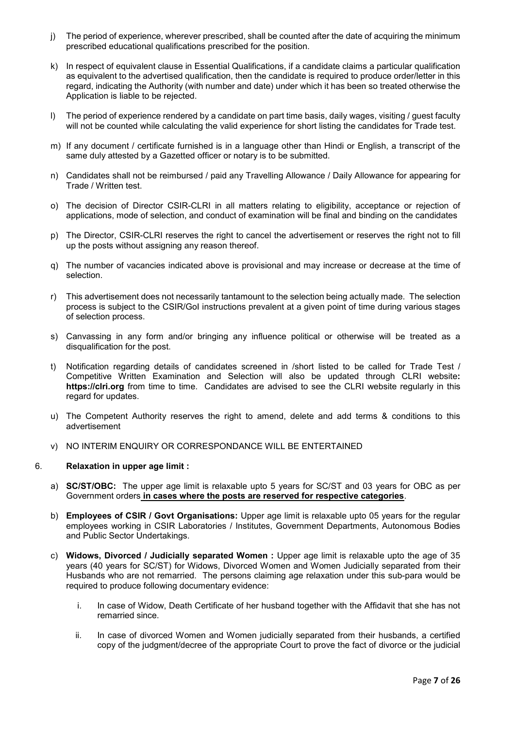j) The period of experience, wherever prescribed, shall be counted after the date of acquiring the minimum prescribed educational qualifications prescribed for the position.

k) In respect of equivalent clause in Essential Qualifications, if a candidate claims a particular qualification as equivalent to the advertised qualification, then the candidate is required to produce order/letter in this regard, indicating the Authority (with number and date) under which it has been so treated otherwise the Application is liable to be rejected.

l) The period of experience rendered by a candidate on part time basis, daily wages, visiting / guest faculty will not be counted while calculating the valid experience for short listing the candidates for Trade test.

m) If any document / certificate furnished is in a language other than Hindi or English, a transcript of the same duly attested by a Gazetted officer or notary is to be submitted.

n) Candidates shall not be reimbursed / paid any Travelling Allowance / Daily Allowance for appearing for Trade / Written test.

o) The decision of Director CSIR-CLRI in all matters relating to eligibility, acceptance or rejection of applications, mode of selection, and conduct of examination will be final and binding on the candidates

p) The Director, CSIR-CLRI reserves the right to cancel the advertisement or reserves the right not to fill up the posts without assigning any reason thereof.

q) The number of vacancies indicated above is provisional and may increase or decrease at the time of selection.

r) This advertisement does not necessarily tantamount to the selection being actually made. The selection process is subject to the CSIR/GoI instructions prevalent at a given point of time during various stages of selection process.

s) Canvassing in any form and/or bringing any influence political or otherwise will be treated as a disqualification for the post.

t) Notification regarding details of candidates screened in /short listed to be called for Trade Test / Competitive Written Examination and Selection will also be updated through CLRI website: **https://clri.org** from time to time. Candidates are advised to see the CLRI website regularly in this regard for updates.

u) The Competent Authority reserves the right to amend, delete and add terms & conditions to this advertisement

v) NO INTERIM ENQUIRY OR CORRESPONDANCE WILL BE ENTERTAINED

6. **Relaxation in upper age limit :**

a) **SC/ST/OBC:** The upper age limit is relaxable upto 5 years for SC/ST and 03 years for OBC as per Government orders **in cases where the posts are reserved for respective categories**.

b) **Employees of CSIR / Govt Organisations:** Upper age limit is relaxable upto 05 years for the regular employees working in CSIR Laboratories / Institutes, Government Departments, Autonomous Bodies and Public Sector Undertakings.

c) **Widows, Divorced / Judicially separated Women :** Upper age limit is relaxable upto the age of 35 years (40 years for SC/ST) for Widows, Divorced Women and Women Judicially separated from their Husbands who are not remarried. The persons claiming age relaxation under this sub-para would be required to produce following documentary evidence:

   i. In case of Widow, Death Certificate of her husband together with the Affidavit that she has not remarried since.

   ii. In case of divorced Women and Women judicially separated from their husbands, a certified copy of the judgment/decree of the appropriate Court to prove the fact of divorce or the judicial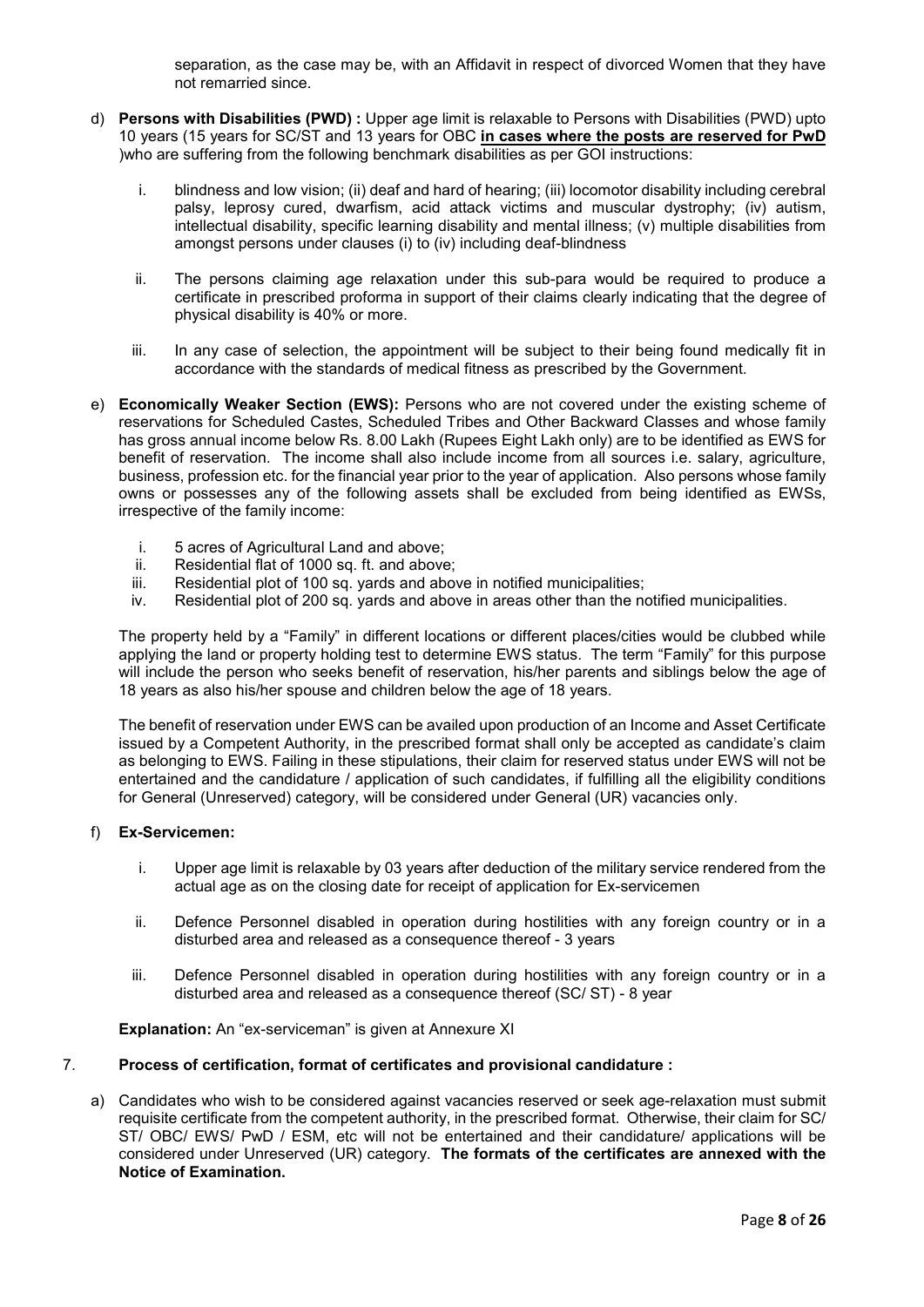separation, as the case may be, with an Affidavit in respect of divorced Women that they have not remarried since.

d) **Persons with Disabilities (PWD) :** Upper age limit is relaxable to Persons with Disabilities (PWD) upto 10 years (15 years for SC/ST and 13 years for OBC **in cases where the posts are reserved for PwD** )who are suffering from the following benchmark disabilities as per GOI instructions:

   i. blindness and low vision; (ii) deaf and hard of hearing; (iii) locomotor disability including cerebral palsy, leprosy cured, dwarfism, acid attack victims and muscular dystrophy; (iv) autism, intellectual disability, specific learning disability and mental illness; (v) multiple disabilities from amongst persons under clauses (i) to (iv) including deaf-blindness

   ii. The persons claiming age relaxation under this sub-para would be required to produce a certificate in prescribed proforma in support of their claims clearly indicating that the degree of physical disability is 40% or more.

   iii. In any case of selection, the appointment will be subject to their being found medically fit in accordance with the standards of medical fitness as prescribed by the Government.

e) **Economically Weaker Section (EWS):** Persons who are not covered under the existing scheme of reservations for Scheduled Castes, Scheduled Tribes and Other Backward Classes and whose family has gross annual income below Rs. 8.00 Lakh (Rupees Eight Lakh only) are to be identified as EWS for benefit of reservation. The income shall also include income from all sources i.e. salary, agriculture, business, profession etc. for the financial year prior to the year of application. Also persons whose family owns or possesses any of the following assets shall be excluded from being identified as EWSs, irrespective of the family income:

   i. 5 acres of Agricultural Land and above;
   ii. Residential flat of 1000 sq. ft. and above;
   iii. Residential plot of 100 sq. yards and above in notified municipalities;
   iv. Residential plot of 200 sq. yards and above in areas other than the notified municipalities.

   The property held by a "Family" in different locations or different places/cities would be clubbed while applying the land or property holding test to determine EWS status. The term "Family" for this purpose will include the person who seeks benefit of reservation, his/her parents and siblings below the age of 18 years as also his/her spouse and children below the age of 18 years.

   The benefit of reservation under EWS can be availed upon production of an Income and Asset Certificate issued by a Competent Authority, in the prescribed format shall only be accepted as candidate's claim as belonging to EWS. Failing in these stipulations, their claim for reserved status under EWS will not be entertained and the candidature / application of such candidates, if fulfilling all the eligibility conditions for General (Unreserved) category, will be considered under General (UR) vacancies only.

f) **Ex-Servicemen:**

   i. Upper age limit is relaxable by 03 years after deduction of the military service rendered from the actual age as on the closing date for receipt of application for Ex-servicemen

   ii. Defence Personnel disabled in operation during hostilities with any foreign country or in a disturbed area and released as a consequence thereof - 3 years

   iii. Defence Personnel disabled in operation during hostilities with any foreign country or in a disturbed area and released as a consequence thereof (SC/ ST) - 8 year

   **Explanation:** An "ex-serviceman" is given at Annexure XI

7. **Process of certification, format of certificates and provisional candidature :**

   a) Candidates who wish to be considered against vacancies reserved or seek age-relaxation must submit requisite certificate from the competent authority, in the prescribed format. Otherwise, their claim for SC/ ST/ OBC/ EWS/ PwD / ESM, etc will not be entertained and their candidature/ applications will be considered under Unreserved (UR) category. **The formats of the certificates are annexed with the Notice of Examination.**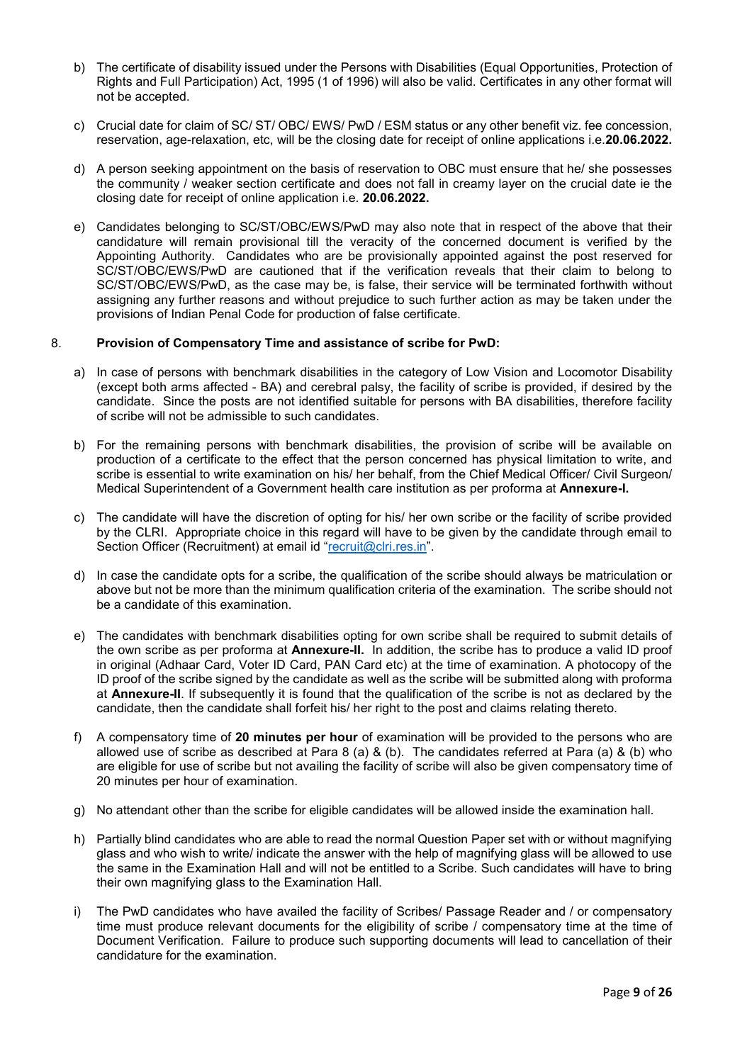b) The certificate of disability issued under the Persons with Disabilities (Equal Opportunities, Protection of Rights and Full Participation) Act, 1995 (1 of 1996) will also be valid. Certificates in any other format will not be accepted.

c) Crucial date for claim of SC/ ST/ OBC/ EWS/ PwD / ESM status or any other benefit viz. fee concession, reservation, age-relaxation, etc, will be the closing date for receipt of online applications i.e.**20.06.2022.**

d) A person seeking appointment on the basis of reservation to OBC must ensure that he/ she possesses the community / weaker section certificate and does not fall in creamy layer on the crucial date ie the closing date for receipt of online application i.e. **20.06.2022.**

e) Candidates belonging to SC/ST/OBC/EWS/PwD may also note that in respect of the above that their candidature will remain provisional till the veracity of the concerned document is verified by the Appointing Authority. Candidates who are be provisionally appointed against the post reserved for SC/ST/OBC/EWS/PwD are cautioned that if the verification reveals that their claim to belong to SC/ST/OBC/EWS/PwD, as the case may be, is false, their service will be terminated forthwith without assigning any further reasons and without prejudice to such further action as may be taken under the provisions of Indian Penal Code for production of false certificate.

8. **Provision of Compensatory Time and assistance of scribe for PwD:**

a) In case of persons with benchmark disabilities in the category of Low Vision and Locomotor Disability (except both arms affected - BA) and cerebral palsy, the facility of scribe is provided, if desired by the candidate. Since the posts are not identified suitable for persons with BA disabilities, therefore facility of scribe will not be admissible to such candidates.

b) For the remaining persons with benchmark disabilities, the provision of scribe will be available on production of a certificate to the effect that the person concerned has physical limitation to write, and scribe is essential to write examination on his/ her behalf, from the Chief Medical Officer/ Civil Surgeon/ Medical Superintendent of a Government health care institution as per proforma at **Annexure-I.**

c) The candidate will have the discretion of opting for his/ her own scribe or the facility of scribe provided by the CLRI. Appropriate choice in this regard will have to be given by the candidate through email to Section Officer (Recruitment) at email id "recruit@clri.res.in".

d) In case the candidate opts for a scribe, the qualification of the scribe should always be matriculation or above but not be more than the minimum qualification criteria of the examination. The scribe should not be a candidate of this examination.

e) The candidates with benchmark disabilities opting for own scribe shall be required to submit details of the own scribe as per proforma at **Annexure-II.** In addition, the scribe has to produce a valid ID proof in original (Adhaar Card, Voter ID Card, PAN Card etc) at the time of examination. A photocopy of the ID proof of the scribe signed by the candidate as well as the scribe will be submitted along with proforma at **Annexure-II**. If subsequently it is found that the qualification of the scribe is not as declared by the candidate, then the candidate shall forfeit his/ her right to the post and claims relating thereto.

f) A compensatory time of **20 minutes per hour** of examination will be provided to the persons who are allowed use of scribe as described at Para 8 (a) & (b). The candidates referred at Para (a) & (b) who are eligible for use of scribe but not availing the facility of scribe will also be given compensatory time of 20 minutes per hour of examination.

g) No attendant other than the scribe for eligible candidates will be allowed inside the examination hall.

h) Partially blind candidates who are able to read the normal Question Paper set with or without magnifying glass and who wish to write/ indicate the answer with the help of magnifying glass will be allowed to use the same in the Examination Hall and will not be entitled to a Scribe. Such candidates will have to bring their own magnifying glass to the Examination Hall.

i) The PwD candidates who have availed the facility of Scribes/ Passage Reader and / or compensatory time must produce relevant documents for the eligibility of scribe / compensatory time at the time of Document Verification. Failure to produce such supporting documents will lead to cancellation of their candidature for the examination.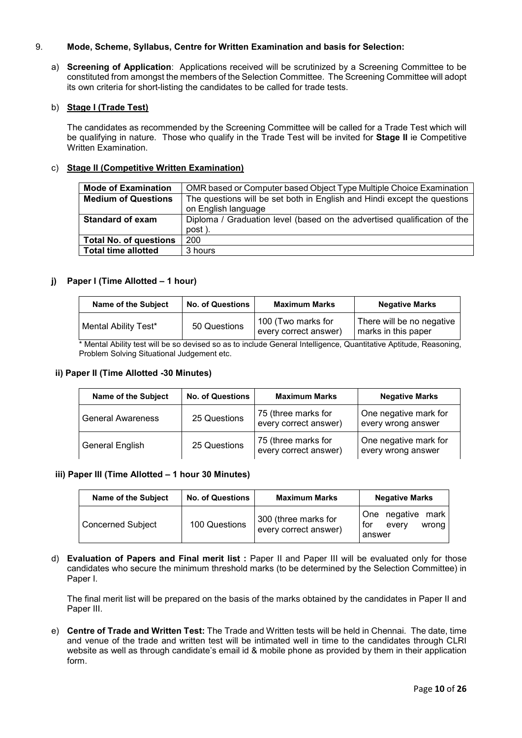9. **Mode, Scheme, Syllabus, Centre for Written Examination and basis for Selection:**

a) **Screening of Application**: Applications received will be scrutinized by a Screening Committee to be constituted from amongst the members of the Selection Committee. The Screening Committee will adopt its own criteria for short-listing the candidates to be called for trade tests.

b) **Stage I (Trade Test)**

The candidates as recommended by the Screening Committee will be called for a Trade Test which will be qualifying in nature. Those who qualify in the Trade Test will be invited for **Stage II** ie Competitive Written Examination.

c) **Stage II (Competitive Written Examination)**

| **Mode of Examination** | OMR based or Computer based Object Type Multiple Choice Examination |
|---|---|
| **Medium of Questions** | The questions will be set both in English and Hindi except the questions on English language |
| **Standard of exam** | Diploma / Graduation level (based on the advertised qualification of the post ). |
| **Total No. of questions** | 200 |
| **Total time allotted** | 3 hours |

**j) Paper I (Time Allotted – 1 hour)**

| Name of the Subject | No. of Questions | Maximum Marks | Negative Marks |
|---|---|---|---|
| Mental Ability Test* | 50 Questions | 100 (Two marks for every correct answer) | There will be no negative marks in this paper |

\* Mental Ability test will be so devised so as to include General Intelligence, Quantitative Aptitude, Reasoning, Problem Solving Situational Judgement etc.

**ii) Paper II (Time Allotted -30 Minutes)**

| Name of the Subject | No. of Questions | Maximum Marks | Negative Marks |
|---|---|---|---|
| General Awareness | 25 Questions | 75 (three marks for every correct answer) | One negative mark for every wrong answer |
| General English | 25 Questions | 75 (three marks for every correct answer) | One negative mark for every wrong answer |

**iii) Paper III (Time Allotted – 1 hour 30 Minutes)**

| Name of the Subject | No. of Questions | Maximum Marks | Negative Marks |
|---|---|---|---|
| Concerned Subject | 100 Questions | 300 (three marks for every correct answer) | One negative mark for every wrong answer |

d) **Evaluation of Papers and Final merit list :** Paper II and Paper III will be evaluated only for those candidates who secure the minimum threshold marks (to be determined by the Selection Committee) in Paper I.

The final merit list will be prepared on the basis of the marks obtained by the candidates in Paper II and Paper III.

e) **Centre of Trade and Written Test:** The Trade and Written tests will be held in Chennai. The date, time and venue of the trade and written test will be intimated well in time to the candidates through CLRI website as well as through candidate's email id & mobile phone as provided by them in their application form.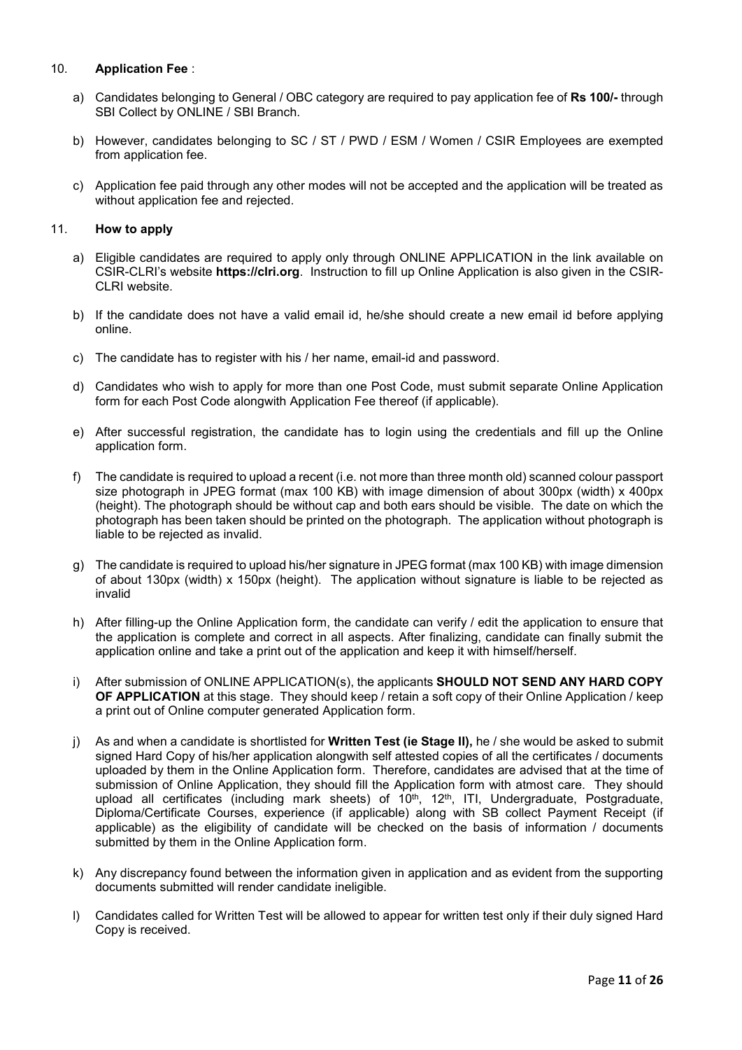10. **Application Fee** :

a) Candidates belonging to General / OBC category are required to pay application fee of **Rs 100/-** through SBI Collect by ONLINE / SBI Branch.

b) However, candidates belonging to SC / ST / PWD / ESM / Women / CSIR Employees are exempted from application fee.

c) Application fee paid through any other modes will not be accepted and the application will be treated as without application fee and rejected.

11. **How to apply**

a) Eligible candidates are required to apply only through ONLINE APPLICATION in the link available on CSIR-CLRI's website **https://clri.org**. Instruction to fill up Online Application is also given in the CSIR-CLRI website.

b) If the candidate does not have a valid email id, he/she should create a new email id before applying online.

c) The candidate has to register with his / her name, email-id and password.

d) Candidates who wish to apply for more than one Post Code, must submit separate Online Application form for each Post Code alongwith Application Fee thereof (if applicable).

e) After successful registration, the candidate has to login using the credentials and fill up the Online application form.

f) The candidate is required to upload a recent (i.e. not more than three month old) scanned colour passport size photograph in JPEG format (max 100 KB) with image dimension of about 300px (width) x 400px (height). The photograph should be without cap and both ears should be visible. The date on which the photograph has been taken should be printed on the photograph. The application without photograph is liable to be rejected as invalid.

g) The candidate is required to upload his/her signature in JPEG format (max 100 KB) with image dimension of about 130px (width) x 150px (height). The application without signature is liable to be rejected as invalid

h) After filling-up the Online Application form, the candidate can verify / edit the application to ensure that the application is complete and correct in all aspects. After finalizing, candidate can finally submit the application online and take a print out of the application and keep it with himself/herself.

i) After submission of ONLINE APPLICATION(s), the applicants **SHOULD NOT SEND ANY HARD COPY OF APPLICATION** at this stage. They should keep / retain a soft copy of their Online Application / keep a print out of Online computer generated Application form.

j) As and when a candidate is shortlisted for **Written Test (ie Stage II),** he / she would be asked to submit signed Hard Copy of his/her application alongwith self attested copies of all the certificates / documents uploaded by them in the Online Application form. Therefore, candidates are advised that at the time of submission of Online Application, they should fill the Application form with atmost care. They should upload all certificates (including mark sheets) of 10th, 12th, ITI, Undergraduate, Postgraduate, Diploma/Certificate Courses, experience (if applicable) along with SB collect Payment Receipt (if applicable) as the eligibility of candidate will be checked on the basis of information / documents submitted by them in the Online Application form.

k) Any discrepancy found between the information given in application and as evident from the supporting documents submitted will render candidate ineligible.

l) Candidates called for Written Test will be allowed to appear for written test only if their duly signed Hard Copy is received.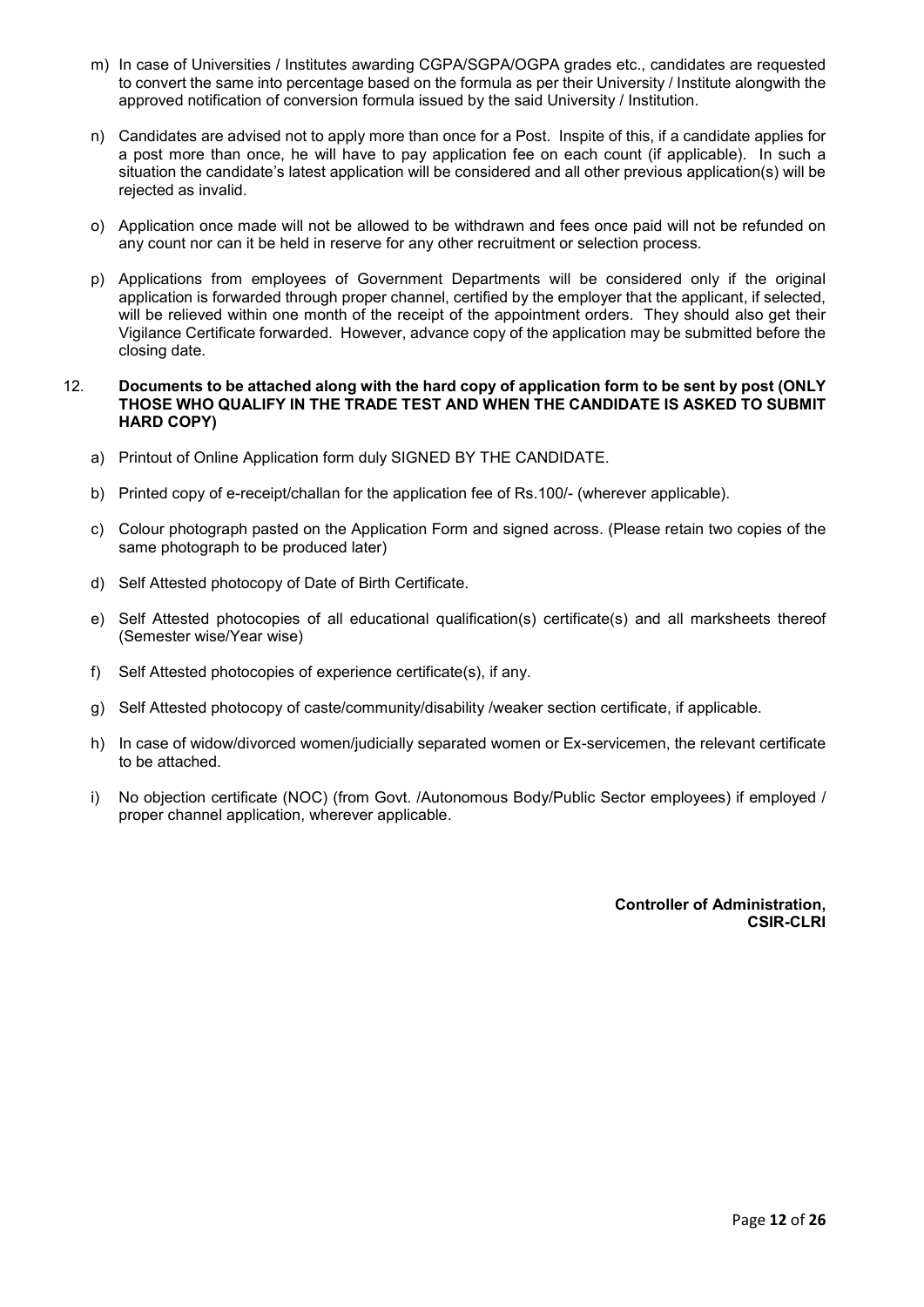m) In case of Universities / Institutes awarding CGPA/SGPA/OGPA grades etc., candidates are requested to convert the same into percentage based on the formula as per their University / Institute alongwith the approved notification of conversion formula issued by the said University / Institution.

n) Candidates are advised not to apply more than once for a Post. Inspite of this, if a candidate applies for a post more than once, he will have to pay application fee on each count (if applicable). In such a situation the candidate's latest application will be considered and all other previous application(s) will be rejected as invalid.

o) Application once made will not be allowed to be withdrawn and fees once paid will not be refunded on any count nor can it be held in reserve for any other recruitment or selection process.

p) Applications from employees of Government Departments will be considered only if the original application is forwarded through proper channel, certified by the employer that the applicant, if selected, will be relieved within one month of the receipt of the appointment orders. They should also get their Vigilance Certificate forwarded. However, advance copy of the application may be submitted before the closing date.

12. **Documents to be attached along with the hard copy of application form to be sent by post (ONLY THOSE WHO QUALIFY IN THE TRADE TEST AND WHEN THE CANDIDATE IS ASKED TO SUBMIT HARD COPY)**

a) Printout of Online Application form duly SIGNED BY THE CANDIDATE.

b) Printed copy of e-receipt/challan for the application fee of Rs.100/- (wherever applicable).

c) Colour photograph pasted on the Application Form and signed across. (Please retain two copies of the same photograph to be produced later)

d) Self Attested photocopy of Date of Birth Certificate.

e) Self Attested photocopies of all educational qualification(s) certificate(s) and all marksheets thereof (Semester wise/Year wise)

f) Self Attested photocopies of experience certificate(s), if any.

g) Self Attested photocopy of caste/community/disability /weaker section certificate, if applicable.

h) In case of widow/divorced women/judicially separated women or Ex-servicemen, the relevant certificate to be attached.

i) No objection certificate (NOC) (from Govt. /Autonomous Body/Public Sector employees) if employed / proper channel application, wherever applicable.

**Controller of Administration,**
**CSIR-CLRI**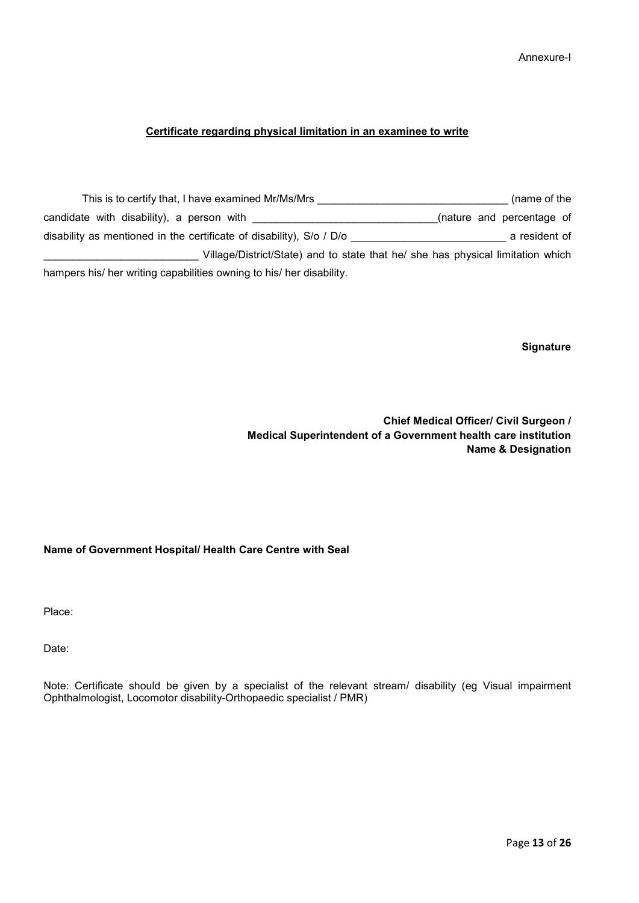Annexure-I

**Certificate regarding physical limitation in an examinee to write**

This is to certify that, I have examined Mr/Ms/Mrs _______________________________ (name of the candidate with disability), a person with ______________________________(nature and percentage of disability as mentioned in the certificate of disability), S/o / D/o _________________________ a resident of _________________________ Village/District/State) and to state that he/ she has physical limitation which hampers his/ her writing capabilities owning to his/ her disability.

**Signature**

**Chief Medical Officer/ Civil Surgeon /**
**Medical Superintendent of a Government health care institution**
**Name & Designation**

**Name of Government Hospital/ Health Care Centre with Seal**

Place:

Date:

Note: Certificate should be given by a specialist of the relevant stream/ disability (eg Visual impairment Ophthalmologist, Locomotor disability-Orthopaedic specialist / PMR)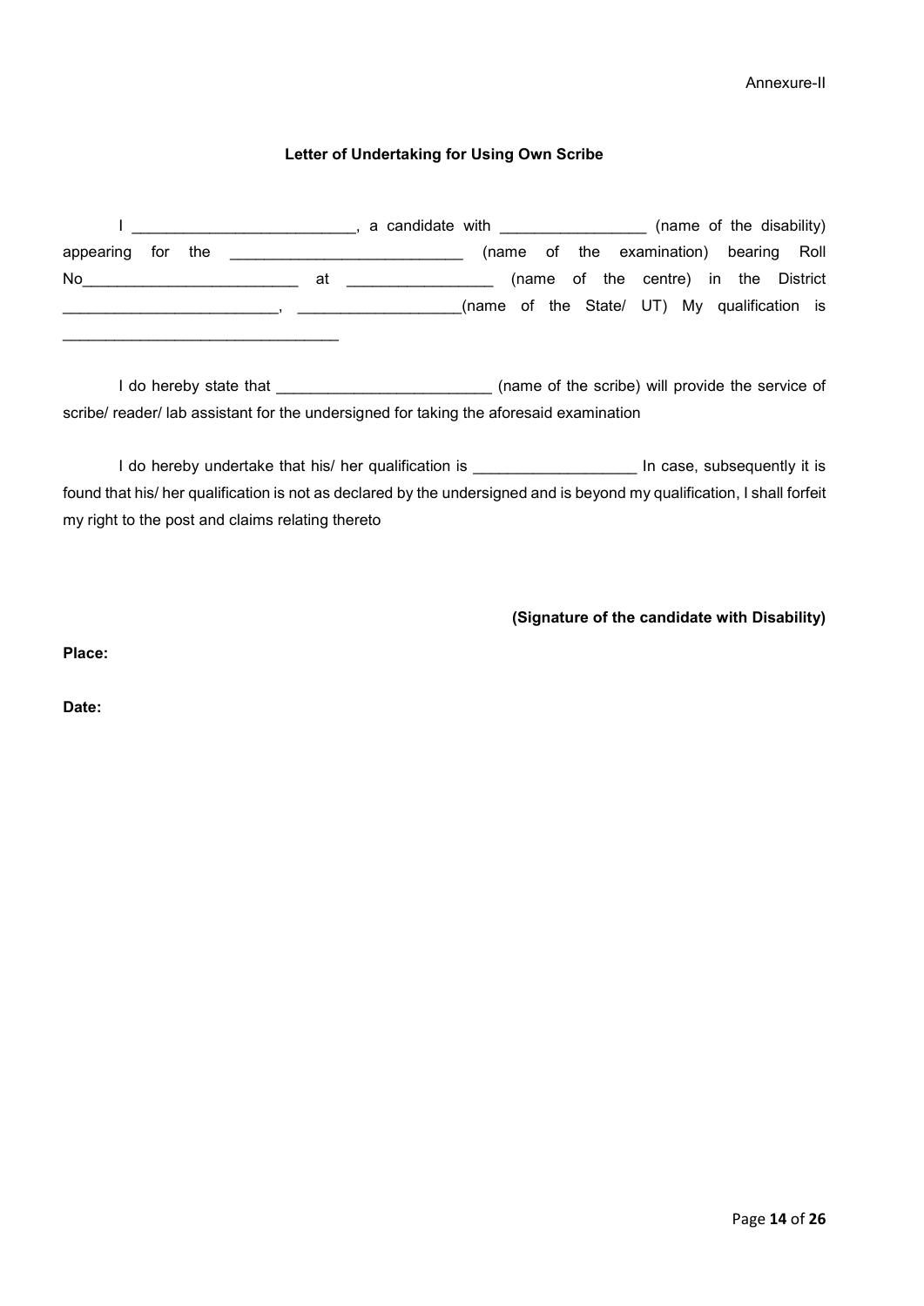Annexure-II

**Letter of Undertaking for Using Own Scribe**

I _________________________, a candidate with ________________ (name of the disability) appearing for the __________________________ (name of the examination) bearing Roll No________________________ at ________________ (name of the centre) in the District ________________________, __________________(name of the State/ UT) My qualification is _______________________________

I do hereby state that ________________________ (name of the scribe) will provide the service of scribe/ reader/ lab assistant for the undersigned for taking the aforesaid examination

I do hereby undertake that his/ her qualification is __________________ In case, subsequently it is found that his/ her qualification is not as declared by the undersigned and is beyond my qualification, I shall forfeit my right to the post and claims relating thereto

**(Signature of the candidate with Disability)**

**Place:**

**Date:**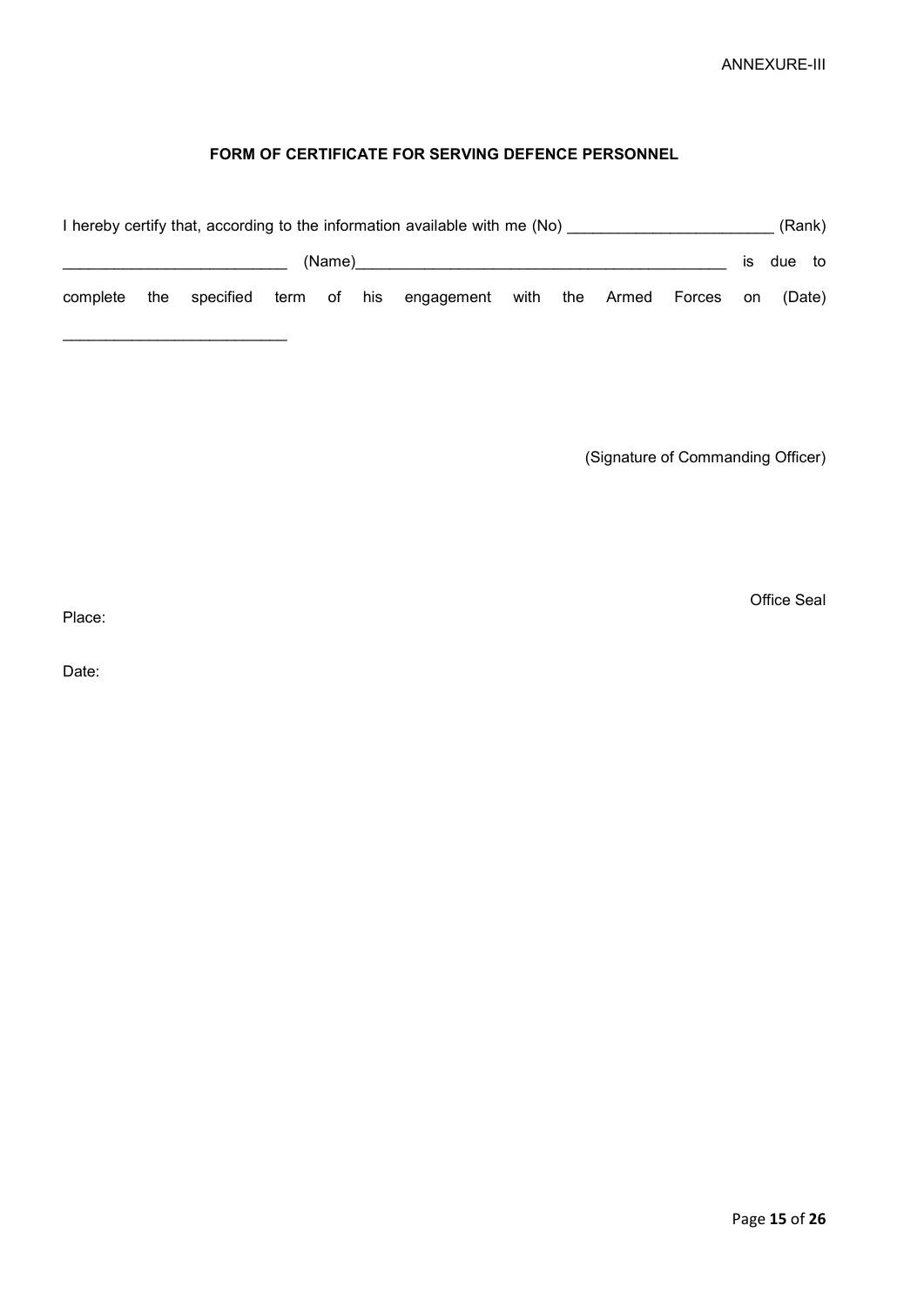ANNEXURE-III

**FORM OF CERTIFICATE FOR SERVING DEFENCE PERSONNEL**

I hereby certify that, according to the information available with me (No) ________________________ (Rank) __________________________ (Name)_____________________________________________ is due to complete the specified term of his engagement with the Armed Forces on (Date) __________________________

(Signature of Commanding Officer)

Office Seal

Place:

Date: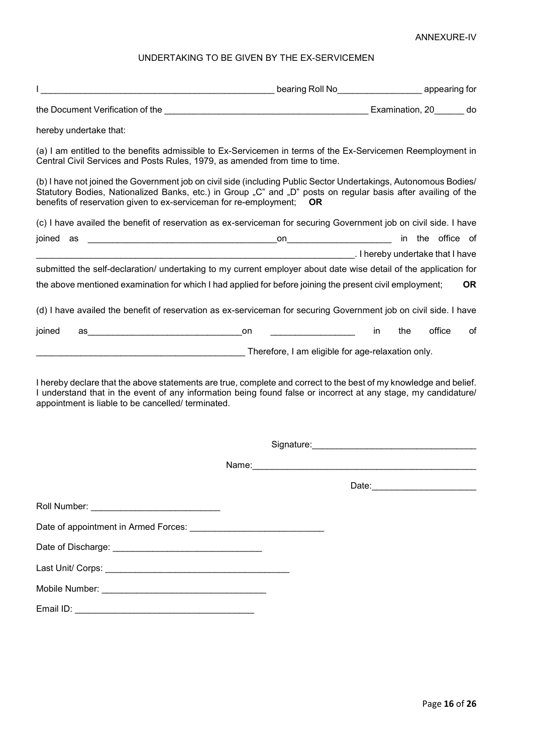ANNEXURE-IV

## UNDERTAKING TO BE GIVEN BY THE EX-SERVICEMEN

I ______________________________________________ bearing Roll No________________ appearing for the Document Verification of the ________________________________________ Examination, 20______ do hereby undertake that:

(a) I am entitled to the benefits admissible to Ex-Servicemen in terms of the Ex-Servicemen Reemployment in Central Civil Services and Posts Rules, 1979, as amended from time to time.

(b) I have not joined the Government job on civil side (including Public Sector Undertakings, Autonomous Bodies/ Statutory Bodies, Nationalized Banks, etc.) in Group „C" and „D" posts on regular basis after availing of the benefits of reservation given to ex-serviceman for re-employment; **OR**

(c) I have availed the benefit of reservation as ex-serviceman for securing Government job on civil side. I have joined as ______________________________________on____________________ in the office of ______________________________________________________________. I hereby undertake that I have submitted the self-declaration/ undertaking to my current employer about date wise detail of the application for the above mentioned examination for which I had applied for before joining the present civil employment; **OR**

(d) I have availed the benefit of reservation as ex-serviceman for securing Government job on civil side. I have joined as______________________________on ________________ in the office of ________________________________________ Therefore, I am eligible for age-relaxation only.

I hereby declare that the above statements are true, complete and correct to the best of my knowledge and belief. I understand that in the event of any information being found false or incorrect at any stage, my candidature/ appointment is liable to be cancelled/ terminated.

Signature:________________________________

Name:____________________________________________

Date:____________________

Roll Number: __________________________

Date of appointment in Armed Forces: ___________________________

Date of Discharge: ______________________________

Last Unit/ Corps: _____________________________________

Mobile Number: _________________________________

Email ID: ___________________________________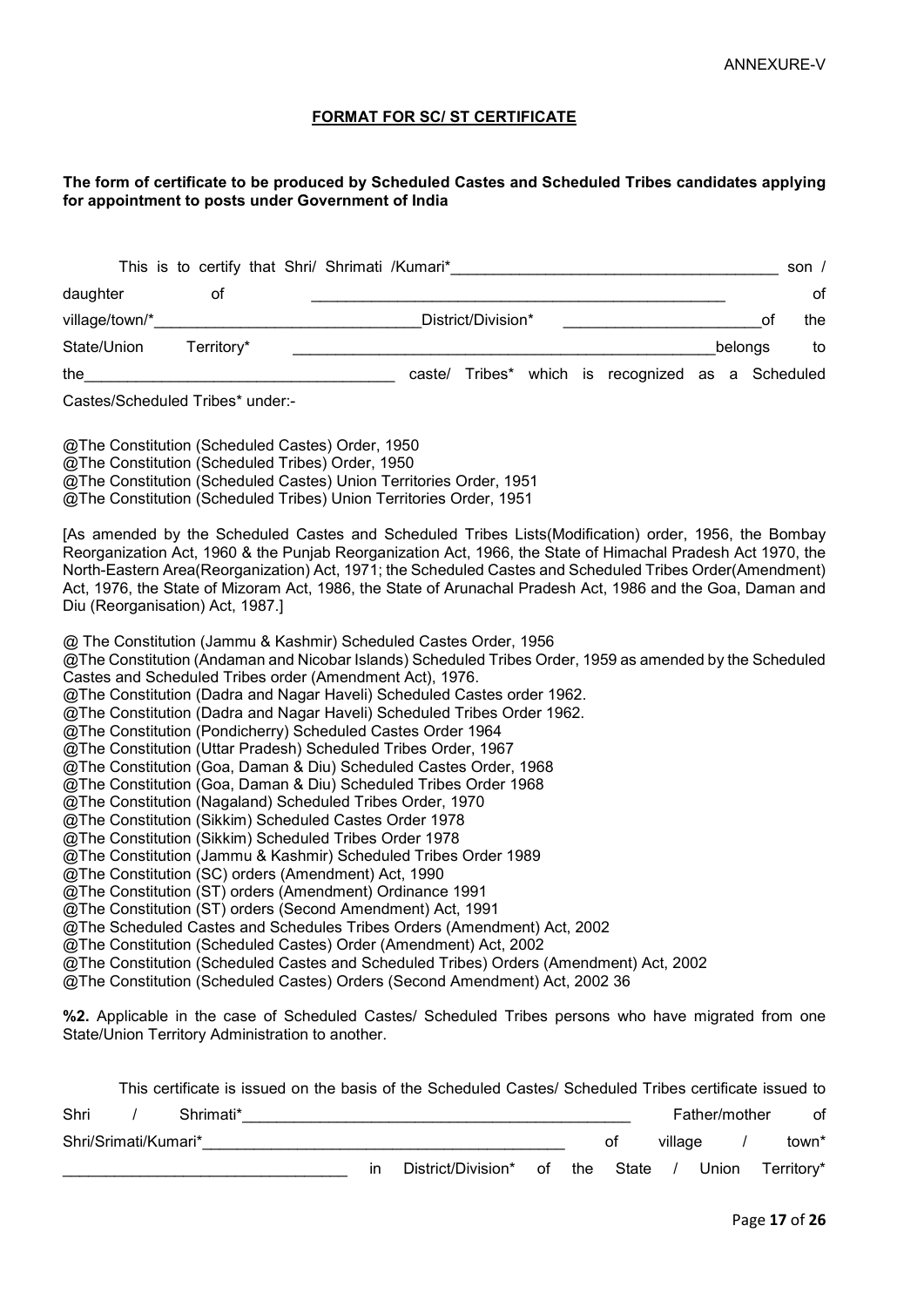ANNEXURE-V

## FORMAT FOR SC/ ST CERTIFICATE

**The form of certificate to be produced by Scheduled Castes and Scheduled Tribes candidates applying for appointment to posts under Government of India**

This is to certify that Shri/ Shrimati /Kumari*______________________________________ son / daughter of ______________________________________________ of village/town/*_______________________________District/Division* _______________________of the State/Union Territory* __________________________________________________belongs to the___________________________________ caste/ Tribes* which is recognized as a Scheduled Castes/Scheduled Tribes* under:-

@The Constitution (Scheduled Castes) Order, 1950
@The Constitution (Scheduled Tribes) Order, 1950
@The Constitution (Scheduled Castes) Union Territories Order, 1951
@The Constitution (Scheduled Tribes) Union Territories Order, 1951

[As amended by the Scheduled Castes and Scheduled Tribes Lists(Modification) order, 1956, the Bombay Reorganization Act, 1960 & the Punjab Reorganization Act, 1966, the State of Himachal Pradesh Act 1970, the North-Eastern Area(Reorganization) Act, 1971; the Scheduled Castes and Scheduled Tribes Order(Amendment) Act, 1976, the State of Mizoram Act, 1986, the State of Arunachal Pradesh Act, 1986 and the Goa, Daman and Diu (Reorganisation) Act, 1987.]

@ The Constitution (Jammu & Kashmir) Scheduled Castes Order, 1956
@The Constitution (Andaman and Nicobar Islands) Scheduled Tribes Order, 1959 as amended by the Scheduled Castes and Scheduled Tribes order (Amendment Act), 1976.
@The Constitution (Dadra and Nagar Haveli) Scheduled Castes order 1962.
@The Constitution (Dadra and Nagar Haveli) Scheduled Tribes Order 1962.
@The Constitution (Pondicherry) Scheduled Castes Order 1964
@The Constitution (Uttar Pradesh) Scheduled Tribes Order, 1967
@The Constitution (Goa, Daman & Diu) Scheduled Castes Order, 1968
@The Constitution (Goa, Daman & Diu) Scheduled Tribes Order 1968
@The Constitution (Nagaland) Scheduled Tribes Order, 1970
@The Constitution (Sikkim) Scheduled Castes Order 1978
@The Constitution (Sikkim) Scheduled Tribes Order 1978
@The Constitution (Jammu & Kashmir) Scheduled Tribes Order 1989
@The Constitution (SC) orders (Amendment) Act, 1990
@The Constitution (ST) orders (Amendment) Ordinance 1991
@The Constitution (ST) orders (Second Amendment) Act, 1991
@The Scheduled Castes and Schedules Tribes Orders (Amendment) Act, 2002
@The Constitution (Scheduled Castes) Order (Amendment) Act, 2002
@The Constitution (Scheduled Castes and Scheduled Tribes) Orders (Amendment) Act, 2002
@The Constitution (Scheduled Castes) Orders (Second Amendment) Act, 2002 36

**%2.** Applicable in the case of Scheduled Castes/ Scheduled Tribes persons who have migrated from one State/Union Territory Administration to another.

This certificate is issued on the basis of the Scheduled Castes/ Scheduled Tribes certificate issued to Shri / Shrimati*_____________________________________________ Father/mother of Shri/Srimati/Kumari*__________________________________________ of village / town* ________________________________ in District/Division* of the State / Union Territory*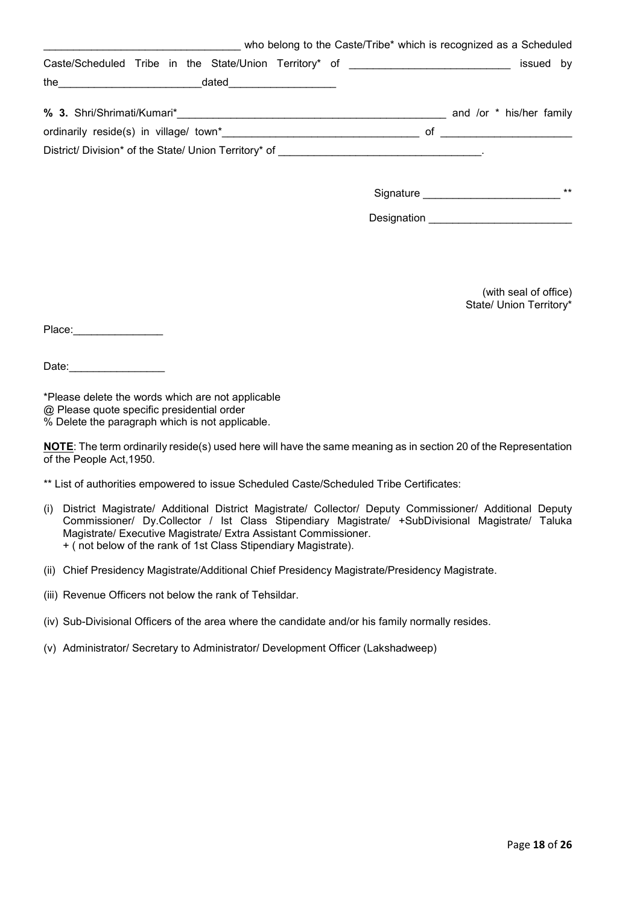_________________________________ who belong to the Caste/Tribe* which is recognized as a Scheduled Caste/Scheduled Tribe in the State/Union Territory* of ___________________________ issued by the________________________dated_________________

**% 3.** Shri/Shrimati/Kumari*_______________________________________________ and /or * his/her family ordinarily reside(s) in village/ town*________________________________ of _____________________ District/ Division* of the State/ Union Territory* of __________________________________.

Signature _______________________ **

Designation ________________________

(with seal of office)
State/ Union Territory*

Place:_______________

Date:________________

*Please delete the words which are not applicable
@ Please quote specific presidential order
% Delete the paragraph which is not applicable.

**NOTE**: The term ordinarily reside(s) used here will have the same meaning as in section 20 of the Representation of the People Act,1950.

** List of authorities empowered to issue Scheduled Caste/Scheduled Tribe Certificates:

(i) District Magistrate/ Additional District Magistrate/ Collector/ Deputy Commissioner/ Additional Deputy Commissioner/ Dy.Collector / Ist Class Stipendiary Magistrate/ +SubDivisional Magistrate/ Taluka Magistrate/ Executive Magistrate/ Extra Assistant Commissioner.
+ ( not below of the rank of 1st Class Stipendiary Magistrate).

(ii) Chief Presidency Magistrate/Additional Chief Presidency Magistrate/Presidency Magistrate.

(iii) Revenue Officers not below the rank of Tehsildar.

(iv) Sub-Divisional Officers of the area where the candidate and/or his family normally resides.

(v) Administrator/ Secretary to Administrator/ Development Officer (Lakshadweep)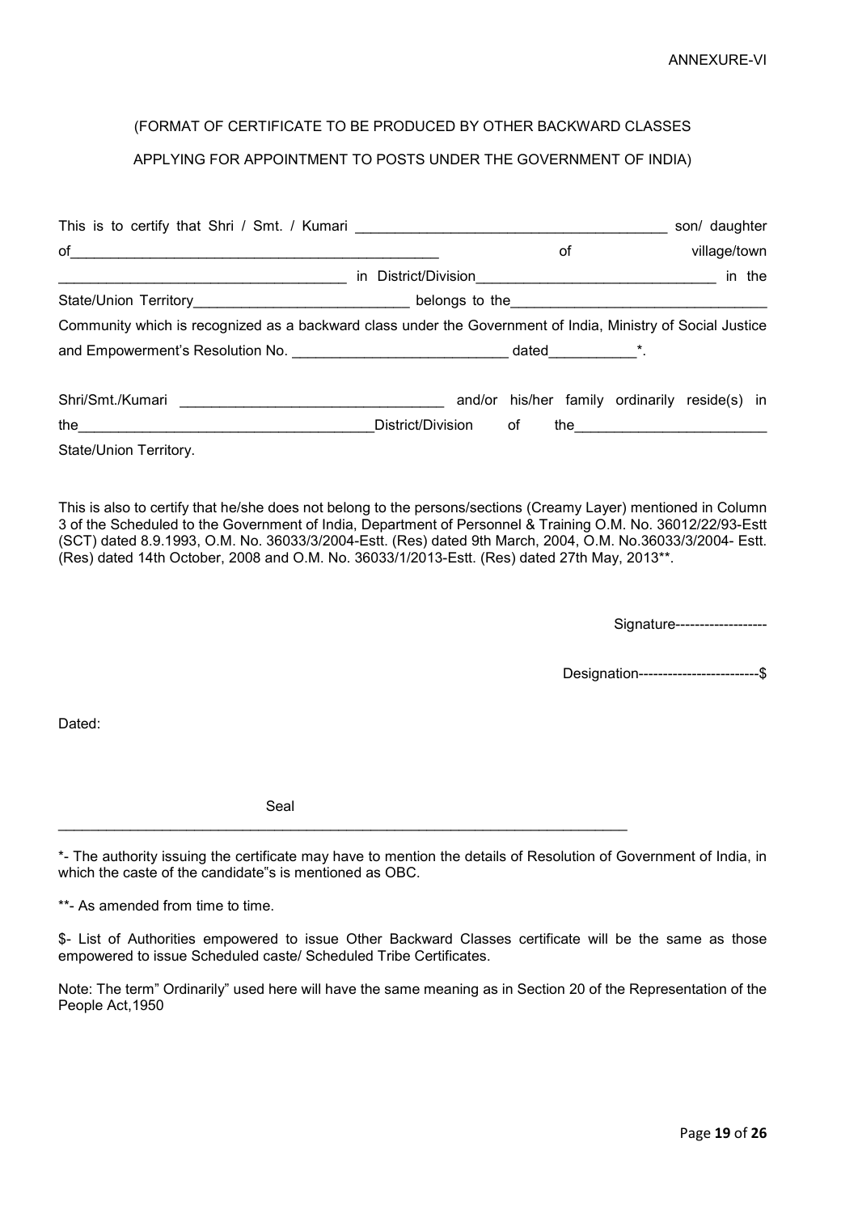ANNEXURE-VI

(FORMAT OF CERTIFICATE TO BE PRODUCED BY OTHER BACKWARD CLASSES APPLYING FOR APPOINTMENT TO POSTS UNDER THE GOVERNMENT OF INDIA)

This is to certify that Shri / Smt. / Kumari _______________________________________ son/ daughter of_______________________________________________ of village/town ___________________________________ in District/Division_____________________________ in the State/Union Territory__________________________ belongs to the_______________________________ Community which is recognized as a backward class under the Government of India, Ministry of Social Justice and Empowerment's Resolution No. ___________________________ dated___________*.

Shri/Smt./Kumari _________________________________ and/or his/her family ordinarily reside(s) in the_____________________________________District/Division of the________________________ State/Union Territory.

This is also to certify that he/she does not belong to the persons/sections (Creamy Layer) mentioned in Column 3 of the Scheduled to the Government of India, Department of Personnel & Training O.M. No. 36012/22/93-Estt (SCT) dated 8.9.1993, O.M. No. 36033/3/2004-Estt. (Res) dated 9th March, 2004, O.M. No.36033/3/2004- Estt. (Res) dated 14th October, 2008 and O.M. No. 36033/1/2013-Estt. (Res) dated 27th May, 2013**.

Signature-------------------

Designation-------------------------$

Dated:

Seal

---

*- The authority issuing the certificate may have to mention the details of Resolution of Government of India, in which the caste of the candidate"s is mentioned as OBC.

**- As amended from time to time.

$- List of Authorities empowered to issue Other Backward Classes certificate will be the same as those empowered to issue Scheduled caste/ Scheduled Tribe Certificates.

Note: The term" Ordinarily" used here will have the same meaning as in Section 20 of the Representation of the People Act,1950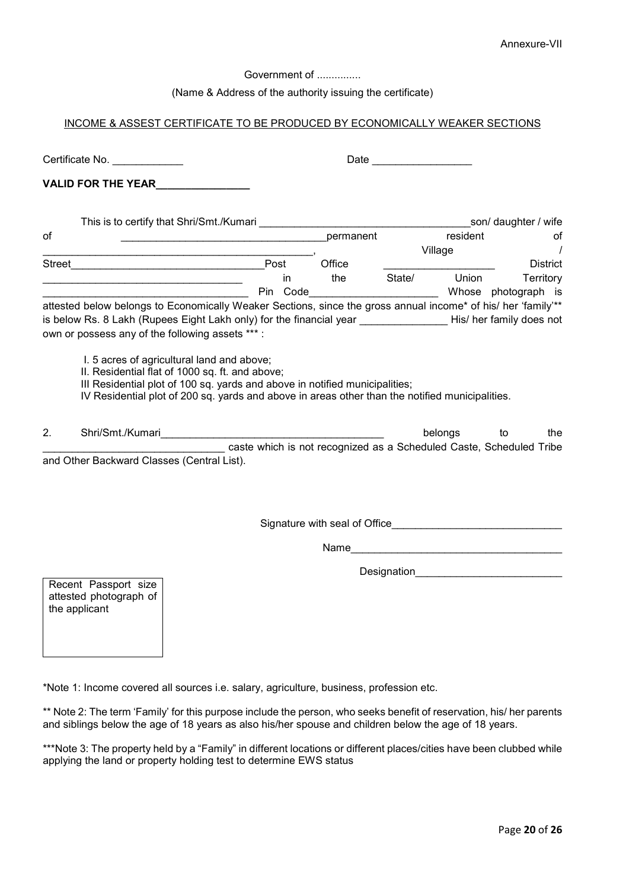Annexure-VII

Government of ...............

(Name & Address of the authority issuing the certificate)

INCOME & ASSEST CERTIFICATE TO BE PRODUCED BY ECONOMICALLY WEAKER SECTIONS

Certificate No. ____________ Date _________________

**VALID FOR THE YEAR________________**

This is to certify that Shri/Smt./Kumari ____________________________________son/ daughter / wife of __________________________________permanent resident of ______________________________________________, Village / Street________________________________Post Office __________________ District __________________________________ in the State/ Union Territory __________________________________ Pin Code_____________________ Whose photograph is attested below belongs to Economically Weaker Sections, since the gross annual income* of his/ her 'family'** is below Rs. 8 Lakh (Rupees Eight Lakh only) for the financial year _______________ His/ her family does not own or possess any of the following assets *** :

I. 5 acres of agricultural land and above;
II. Residential flat of 1000 sq. ft. and above;
III Residential plot of 100 sq. yards and above in notified municipalities;
IV Residential plot of 200 sq. yards and above in areas other than the notified municipalities.

2. Shri/Smt./Kumari______________________________________ belongs to the ______________________________ caste which is not recognized as a Scheduled Caste, Scheduled Tribe and Other Backward Classes (Central List).

Signature with seal of Office____________________________

Name___________________________________

Designation________________________

Recent Passport size attested photograph of the applicant

*Note 1: Income covered all sources i.e. salary, agriculture, business, profession etc.

** Note 2: The term 'Family' for this purpose include the person, who seeks benefit of reservation, his/ her parents and siblings below the age of 18 years as also his/her spouse and children below the age of 18 years.

***Note 3: The property held by a "Family" in different locations or different places/cities have been clubbed while applying the land or property holding test to determine EWS status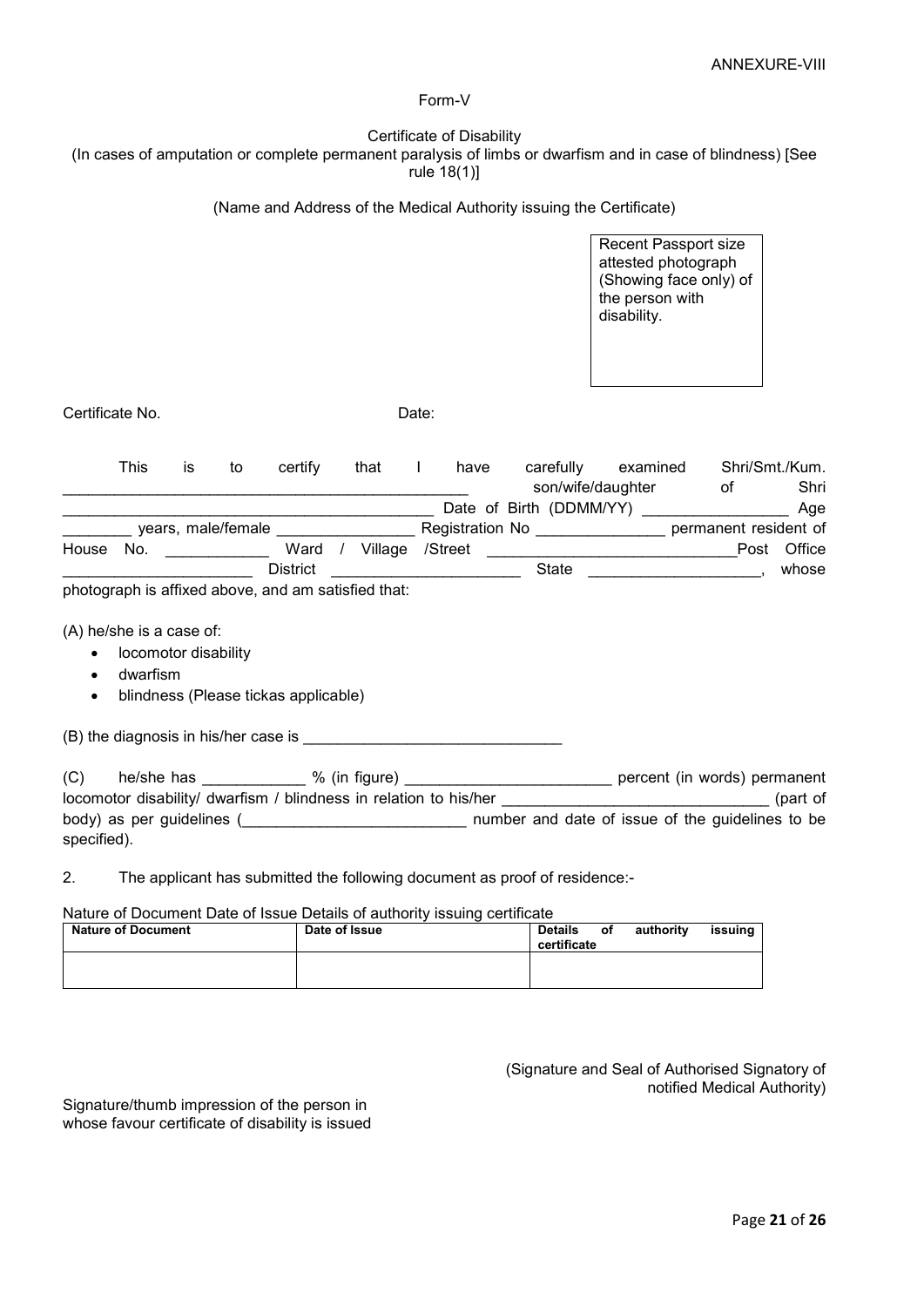ANNEXURE-VIII

Form-V

Certificate of Disability
(In cases of amputation or complete permanent paralysis of limbs or dwarfism and in case of blindness) [See rule 18(1)]

(Name and Address of the Medical Authority issuing the Certificate)

| Recent Passport size attested photograph (Showing face only) of the person with disability. |
|---|

Certificate No. Date:

This is to certify that I have carefully examined Shri/Smt./Kum. ______________________________________________ son/wife/daughter of Shri ____________________________________________ Date of Birth (DDMM/YY) _________________ Age ________ years, male/female ________________ Registration No _______________ permanent resident of House No. ____________ Ward / Village /Street _____________________________Post Office ______________________ District ______________________ State ____________________, whose photograph is affixed above, and am satisfied that:

(A) he/she is a case of:

- locomotor disability
- dwarfism
- blindness (Please tickas applicable)

(B) the diagnosis in his/her case is ______________________________

(C) he/she has ____________ % (in figure) ________________________ percent (in words) permanent locomotor disability/ dwarfism / blindness in relation to his/her _______________________________ (part of body) as per guidelines (__________________________ number and date of issue of the guidelines to be specified).

2. The applicant has submitted the following document as proof of residence:-

Nature of Document Date of Issue Details of authority issuing certificate

| Nature of Document | Date of Issue | Details of authority issuing certificate |
|---|---|---|
| | | |

(Signature and Seal of Authorised Signatory of notified Medical Authority)

Signature/thumb impression of the person in whose favour certificate of disability is issued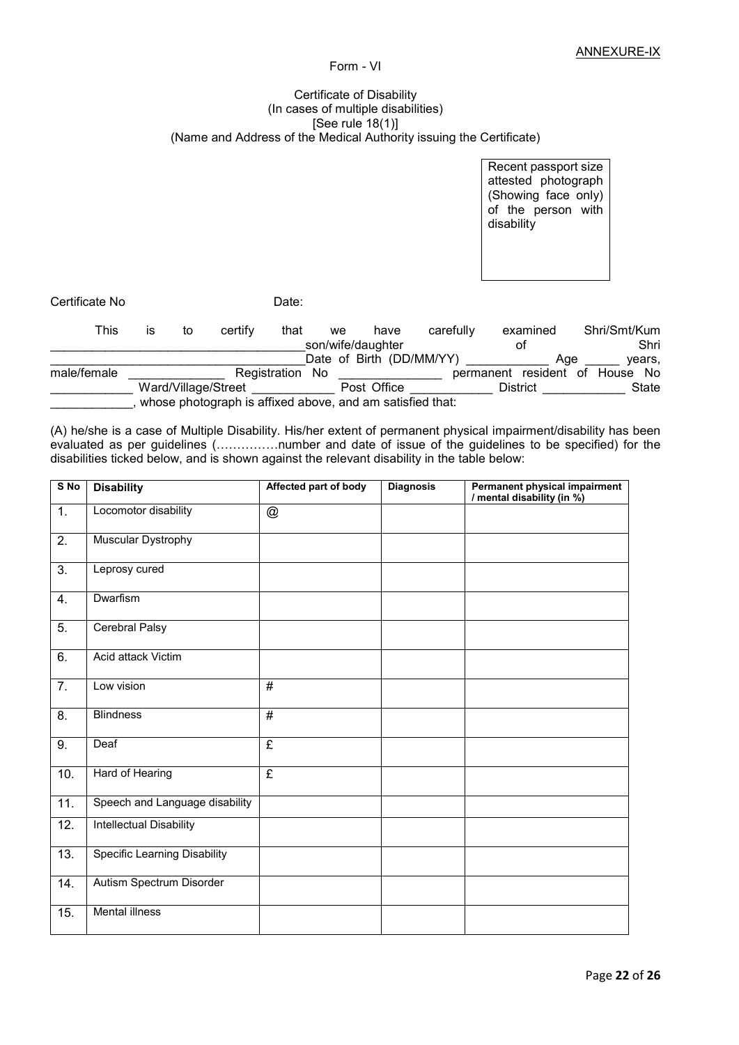ANNEXURE-IX

Form - VI

Certificate of Disability
(In cases of multiple disabilities)
[See rule 18(1)]
(Name and Address of the Medical Authority issuing the Certificate)

| Recent passport size attested photograph (Showing face only) of the person with disability |
|---|

Certificate No                                    Date:

This is to certify that we have carefully examined Shri/Smt/Kum ____________________________________son/wife/daughter of Shri ____________________________________Date of Birth (DD/MM/YY) ____________ Age _____ years, male/female ______________ Registration No _______________ permanent resident of House No ____________ Ward/Village/Street ____________ Post Office ____________ District ____________ State ____________, whose photograph is affixed above, and am satisfied that:

(A) he/she is a case of Multiple Disability. His/her extent of permanent physical impairment/disability has been evaluated as per guidelines (……………number and date of issue of the guidelines to be specified) for the disabilities ticked below, and is shown against the relevant disability in the table below:

| S No | Disability | Affected part of body | Diagnosis | Permanent physical impairment / mental disability (in %) |
|---|---|---|---|---|
| 1. | Locomotor disability | @ | | |
| 2. | Muscular Dystrophy | | | |
| 3. | Leprosy cured | | | |
| 4. | Dwarfism | | | |
| 5. | Cerebral Palsy | | | |
| 6. | Acid attack Victim | | | |
| 7. | Low vision | # | | |
| 8. | Blindness | # | | |
| 9. | Deaf | £ | | |
| 10. | Hard of Hearing | £ | | |
| 11. | Speech and Language disability | | | |
| 12. | Intellectual Disability | | | |
| 13. | Specific Learning Disability | | | |
| 14. | Autism Spectrum Disorder | | | |
| 15. | Mental illness | | | |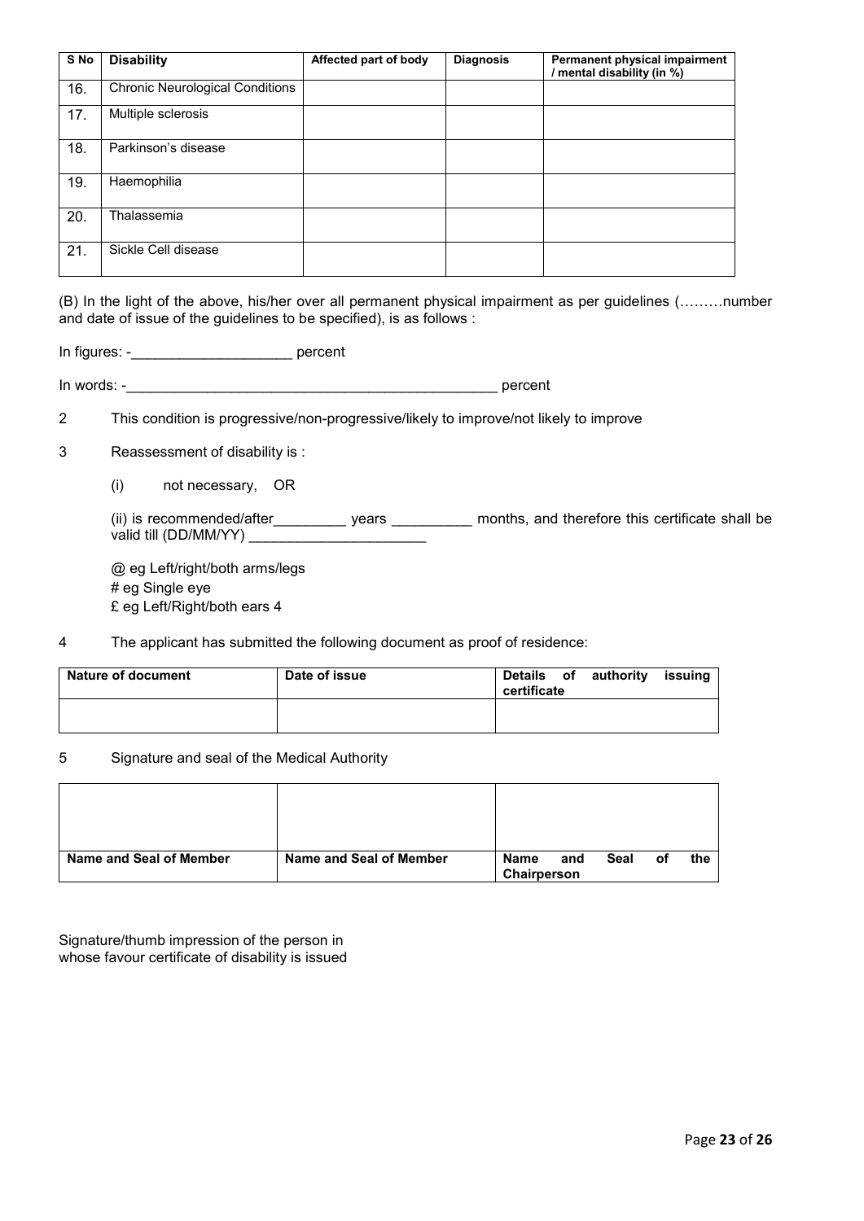| S No | Disability | Affected part of body | Diagnosis | Permanent physical impairment / mental disability (in %) |
|---|---|---|---|---|
| 16. | Chronic Neurological Conditions | | | |
| 17. | Multiple sclerosis | | | |
| 18. | Parkinson's disease | | | |
| 19. | Haemophilia | | | |
| 20. | Thalassemia | | | |
| 21. | Sickle Cell disease | | | |

(B) In the light of the above, his/her over all permanent physical impairment as per guidelines (………number and date of issue of the guidelines to be specified), is as follows :

In figures: -____________________ percent

In words: -_______________________________________________ percent

2 This condition is progressive/non-progressive/likely to improve/not likely to improve

3 Reassessment of disability is :

(i) not necessary, OR

(ii) is recommended/after_________ years __________ months, and therefore this certificate shall be valid till (DD/MM/YY) ______________________

@ eg Left/right/both arms/legs
# eg Single eye
£ eg Left/Right/both ears 4

4 The applicant has submitted the following document as proof of residence:

| Nature of document | Date of issue | Details of authority issuing certificate |
|---|---|---|
| | | |

5 Signature and seal of the Medical Authority

| | | |
|---|---|---|
| | | |
| **Name and Seal of Member** | **Name and Seal of Member** | **Name and Seal of the Chairperson** |

Signature/thumb impression of the person in whose favour certificate of disability is issued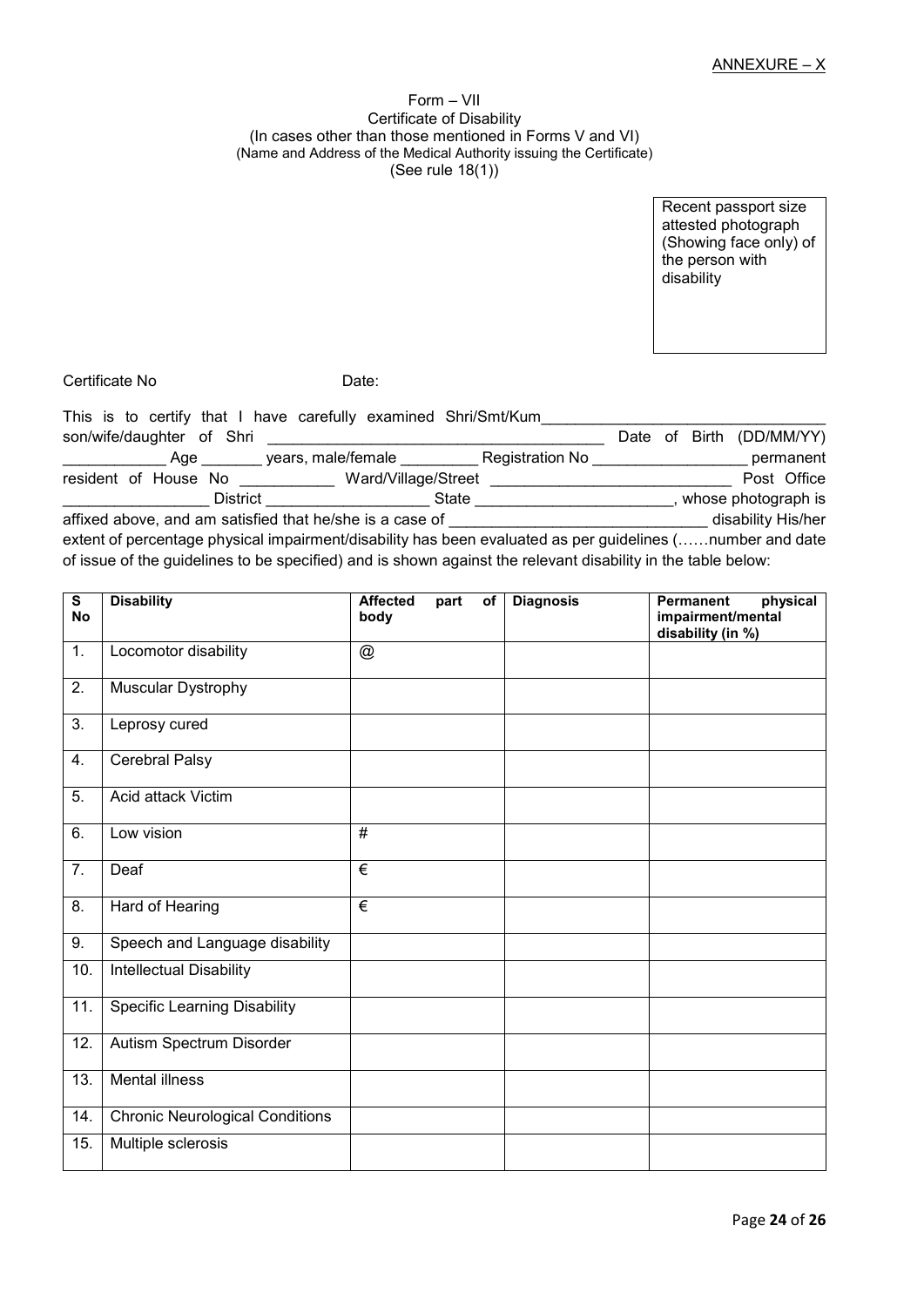ANNEXURE – X

Form – VII
Certificate of Disability
(In cases other than those mentioned in Forms V and VI)
(Name and Address of the Medical Authority issuing the Certificate)
(See rule 18(1))

| Recent passport size attested photograph (Showing face only) of the person with disability |
|---|

Certificate No                                        Date:

This is to certify that I have carefully examined Shri/Smt/Kum_________________________________ son/wife/daughter of Shri ______________________________________ Date of Birth (DD/MM/YY) ____________ Age _______ years, male/female _________ Registration No __________________ permanent resident of House No ___________ Ward/Village/Street ____________________________ Post Office _________________ District ____________________ State _______________________, whose photograph is affixed above, and am satisfied that he/she is a case of ______________________________ disability His/her extent of percentage physical impairment/disability has been evaluated as per guidelines (……number and date of issue of the guidelines to be specified) and is shown against the relevant disability in the table below:

| S No | Disability | Affected part of body | Diagnosis | Permanent physical impairment/mental disability (in %) |
|---|---|---|---|---|
| 1. | Locomotor disability | @ | | |
| 2. | Muscular Dystrophy | | | |
| 3. | Leprosy cured | | | |
| 4. | Cerebral Palsy | | | |
| 5. | Acid attack Victim | | | |
| 6. | Low vision | # | | |
| 7. | Deaf | € | | |
| 8. | Hard of Hearing | € | | |
| 9. | Speech and Language disability | | | |
| 10. | Intellectual Disability | | | |
| 11. | Specific Learning Disability | | | |
| 12. | Autism Spectrum Disorder | | | |
| 13. | Mental illness | | | |
| 14. | Chronic Neurological Conditions | | | |
| 15. | Multiple sclerosis | | | |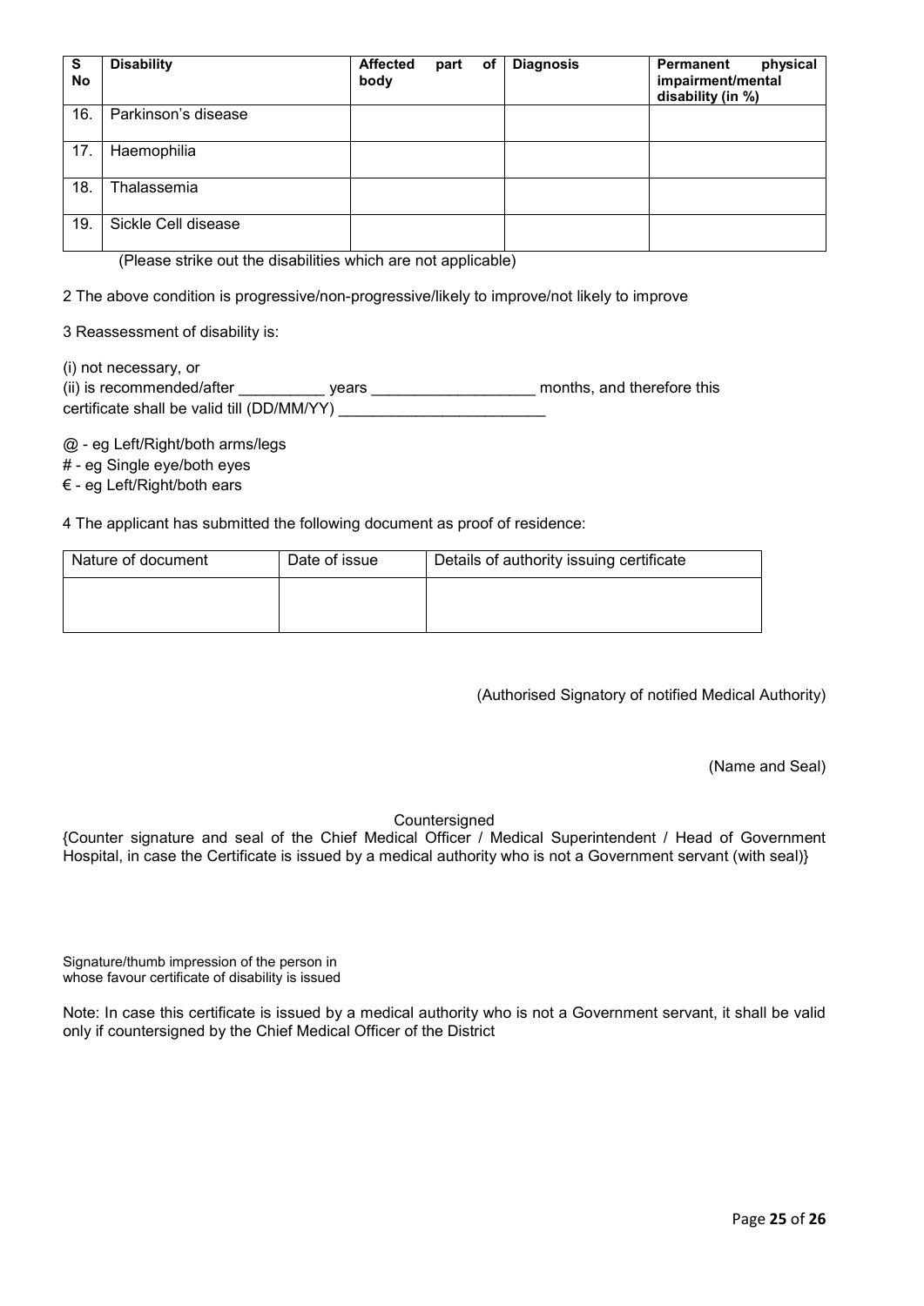| S No | Disability | Affected part of body | Diagnosis | Permanent physical impairment/mental disability (in %) |
|---|---|---|---|---|
| 16. | Parkinson's disease | | | |
| 17. | Haemophilia | | | |
| 18. | Thalassemia | | | |
| 19. | Sickle Cell disease | | | |

(Please strike out the disabilities which are not applicable)

2 The above condition is progressive/non-progressive/likely to improve/not likely to improve

3 Reassessment of disability is:

(i) not necessary, or
(ii) is recommended/after __________ years ___________________ months, and therefore this certificate shall be valid till (DD/MM/YY) ________________________

@ - eg Left/Right/both arms/legs
# - eg Single eye/both eyes
€ - eg Left/Right/both ears

4 The applicant has submitted the following document as proof of residence:

| Nature of document | Date of issue | Details of authority issuing certificate |
|---|---|---|
| | | |

(Authorised Signatory of notified Medical Authority)

(Name and Seal)

Countersigned
{Counter signature and seal of the Chief Medical Officer / Medical Superintendent / Head of Government Hospital, in case the Certificate is issued by a medical authority who is not a Government servant (with seal)}

Signature/thumb impression of the person in whose favour certificate of disability is issued

Note: In case this certificate is issued by a medical authority who is not a Government servant, it shall be valid only if countersigned by the Chief Medical Officer of the District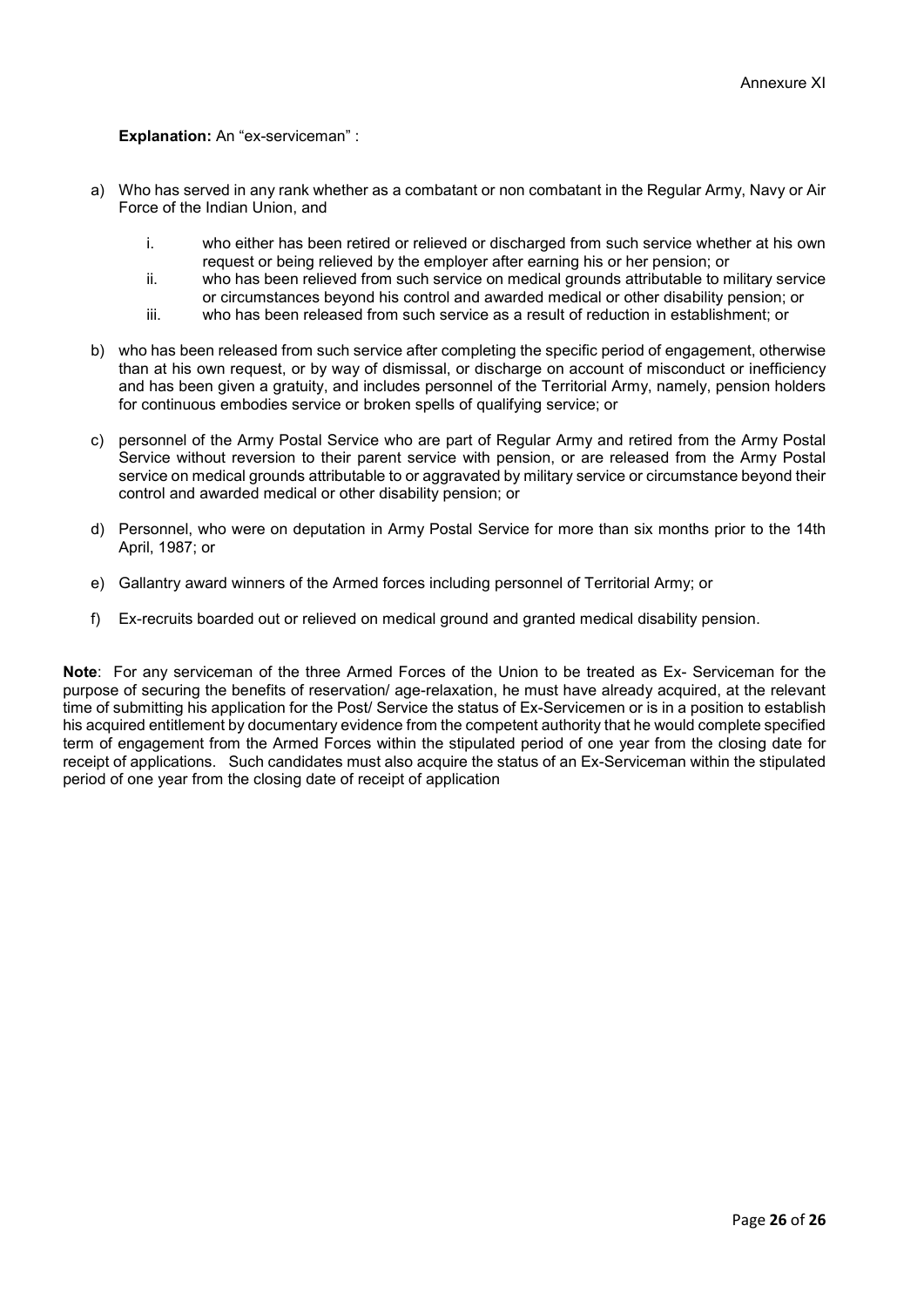Annexure XI

**Explanation:** An "ex-serviceman" :

a) Who has served in any rank whether as a combatant or non combatant in the Regular Army, Navy or Air Force of the Indian Union, and

  i. who either has been retired or relieved or discharged from such service whether at his own request or being relieved by the employer after earning his or her pension; or
  ii. who has been relieved from such service on medical grounds attributable to military service or circumstances beyond his control and awarded medical or other disability pension; or
  iii. who has been released from such service as a result of reduction in establishment; or

b) who has been released from such service after completing the specific period of engagement, otherwise than at his own request, or by way of dismissal, or discharge on account of misconduct or inefficiency and has been given a gratuity, and includes personnel of the Territorial Army, namely, pension holders for continuous embodies service or broken spells of qualifying service; or

c) personnel of the Army Postal Service who are part of Regular Army and retired from the Army Postal Service without reversion to their parent service with pension, or are released from the Army Postal service on medical grounds attributable to or aggravated by military service or circumstance beyond their control and awarded medical or other disability pension; or

d) Personnel, who were on deputation in Army Postal Service for more than six months prior to the 14th April, 1987; or

e) Gallantry award winners of the Armed forces including personnel of Territorial Army; or

f) Ex-recruits boarded out or relieved on medical ground and granted medical disability pension.

**Note**: For any serviceman of the three Armed Forces of the Union to be treated as Ex- Serviceman for the purpose of securing the benefits of reservation/ age-relaxation, he must have already acquired, at the relevant time of submitting his application for the Post/ Service the status of Ex-Servicemen or is in a position to establish his acquired entitlement by documentary evidence from the competent authority that he would complete specified term of engagement from the Armed Forces within the stipulated period of one year from the closing date for receipt of applications. Such candidates must also acquire the status of an Ex-Serviceman within the stipulated period of one year from the closing date of receipt of application